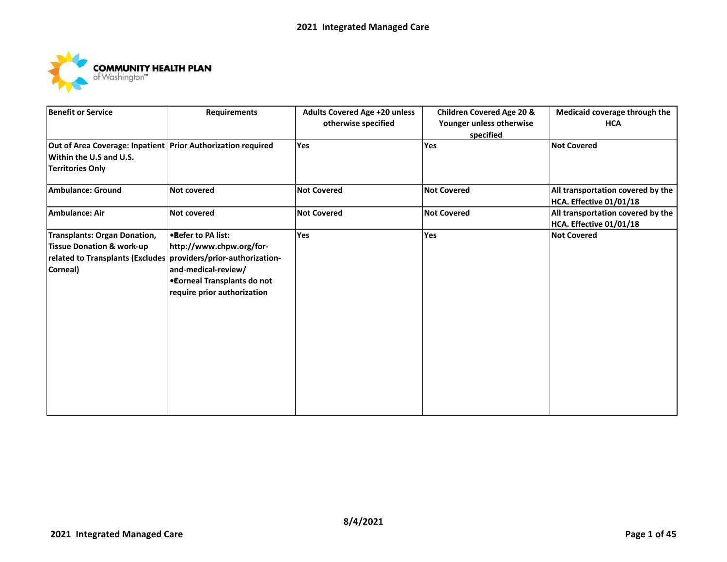# 2021 Integrated Managed Care

COMMUNITY HEALTH PLAN of Washington™

| Benefit or Service | Requirements | Adults Covered Age +20 unless otherwise specified | Children Covered Age 20 & Younger unless otherwise specified | Medicaid coverage through the HCA |
|---|---|---|---|---|
| Out of Area Coverage: Inpatient Within the U.S and U.S. Territories Only | Prior Authorization required | Yes | Yes | Not Covered |
| Ambulance: Ground | Not covered | Not Covered | Not Covered | All transportation covered by the HCA. Effective 01/01/18 |
| Ambulance: Air | Not covered | Not Covered | Not Covered | All transportation covered by the HCA. Effective 01/01/18 |
| Transplants: Organ Donation, Tissue Donation & work-up related to Transplants (Excludes Corneal) | • Refer to PA list: http://www.chpw.org/for-providers/prior-authorization-and-medical-review/ <br> • Corneal Transplants do not require prior authorization | Yes | Yes | Not Covered |

8/4/2021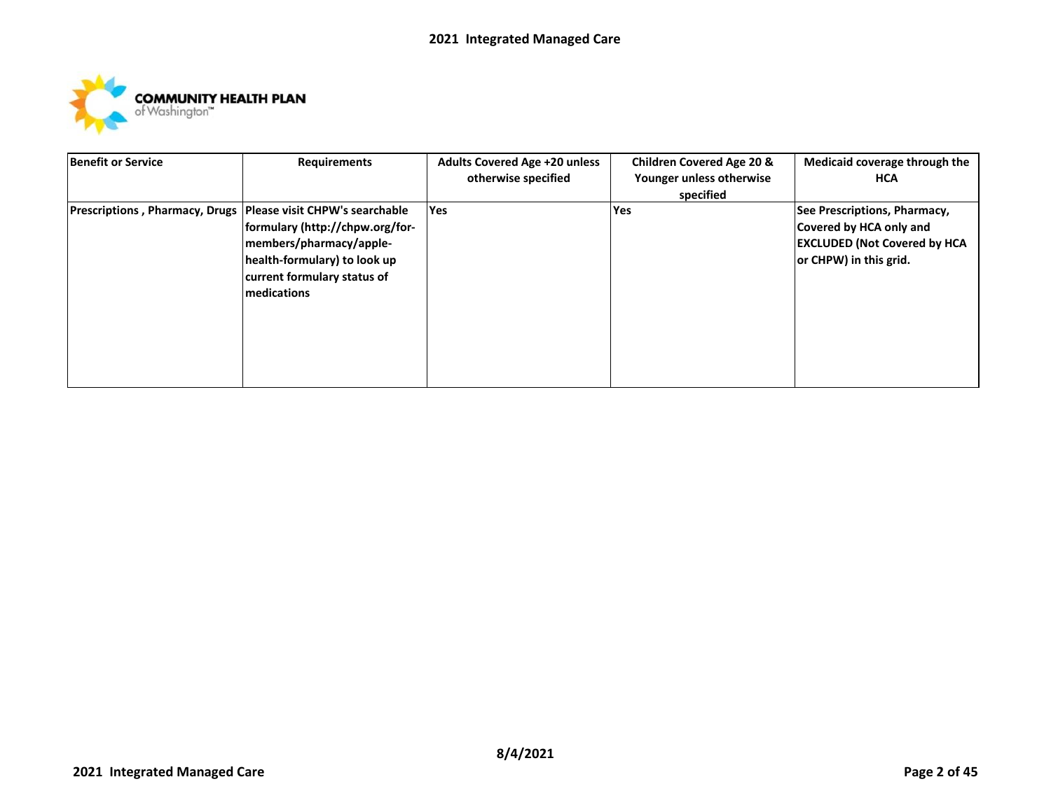| Benefit or Service | Requirements | Adults Covered Age +20 unless otherwise specified | Children Covered Age 20 & Younger unless otherwise specified | Medicaid coverage through the HCA |
|---|---|---|---|---|
| Prescriptions , Pharmacy, Drugs | Please visit CHPW's searchable formulary (http://chpw.org/for-members/pharmacy/apple-health-formulary) to look up current formulary status of medications | Yes | Yes | See Prescriptions, Pharmacy, Covered by HCA only and EXCLUDED (Not Covered by HCA or CHPW) in this grid. |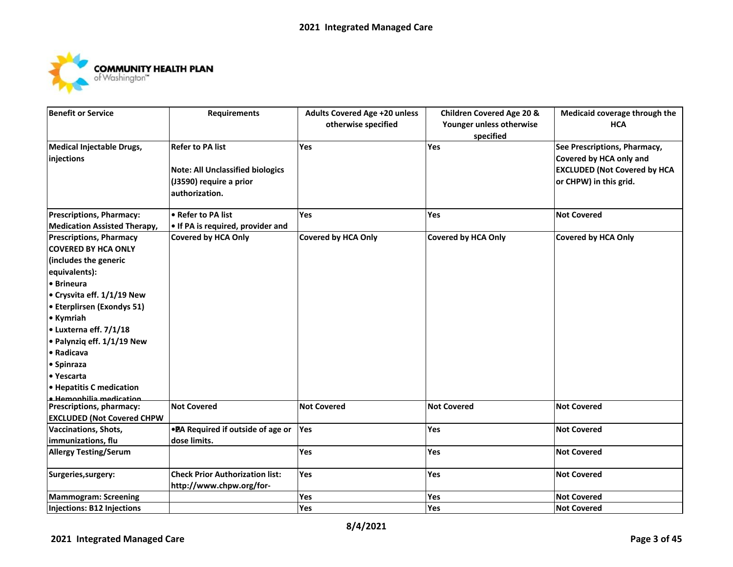| Benefit or Service | Requirements | Adults Covered Age +20 unless otherwise specified | Children Covered Age 20 & Younger unless otherwise specified | Medicaid coverage through the HCA |
|---|---|---|---|---|
| **Medical Injectable Drugs, injections** | **Refer to PA list**<br><br>**Note: All Unclassified biologics (J3590) require a prior authorization.** | **Yes** | **Yes** | **See Prescriptions, Pharmacy, Covered by HCA only and EXCLUDED (Not Covered by HCA or CHPW) in this grid.** |
| **Prescriptions, Pharmacy: Medication Assisted Therapy,** | **• Refer to PA list**<br>**• If PA is required, provider and** | **Yes** | **Yes** | **Not Covered** |
| **Prescriptions, Pharmacy COVERED BY HCA ONLY (includes the generic equivalents):**<br>**• Brineura**<br>**• Crysvita eff. 1/1/19 New**<br>**• Eterplirsen (Exondys 51)**<br>**• Kymriah**<br>**• Luxterna eff. 7/1/18**<br>**• Palynziq eff. 1/1/19 New**<br>**• Radicava**<br>**• Spinraza**<br>**• Yescarta**<br>**• Hepatitis C medication**<br>**• Hemophilia medication** | **Covered by HCA Only** | **Covered by HCA Only** | **Covered by HCA Only** | **Covered by HCA Only** |
| **Prescriptions, pharmacy: EXCLUDED (Not Covered CHPW** | **Not Covered** | **Not Covered** | **Not Covered** | **Not Covered** |
| **Vaccinations, Shots, immunizations, flu** | **• PA Required if outside of age or dose limits.** | **Yes** | **Yes** | **Not Covered** |
| **Allergy Testing/Serum** | | **Yes** | **Yes** | **Not Covered** |
| **Surgeries,surgery:** | **Check Prior Authorization list: http://www.chpw.org/for-** | **Yes** | **Yes** | **Not Covered** |
| **Mammogram: Screening** | | **Yes** | **Yes** | **Not Covered** |
| **Injections: B12 Injections** | | **Yes** | **Yes** | **Not Covered** |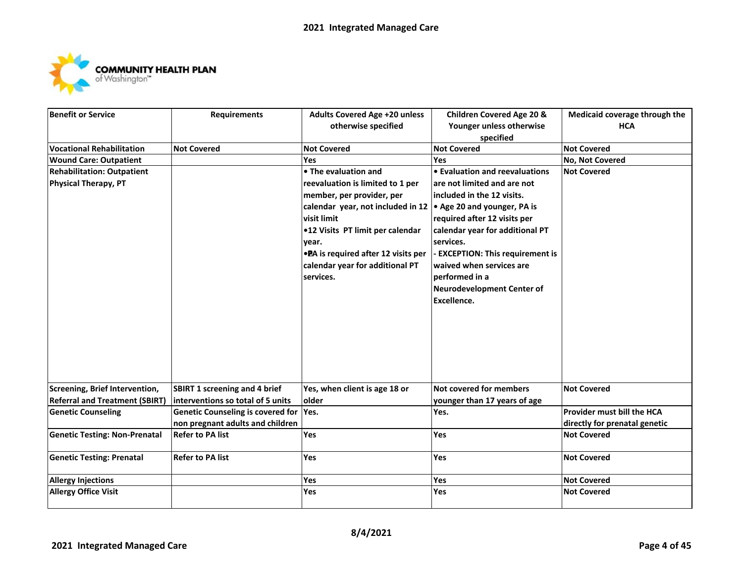COMMUNITY HEALTH PLAN of Washington™

| Benefit or Service | Requirements | Adults Covered Age +20 unless otherwise specified | Children Covered Age 20 & Younger unless otherwise specified | Medicaid coverage through the HCA |
|---|---|---|---|---|
| Vocational Rehabilitation | Not Covered | Not Covered | Not Covered | Not Covered |
| Wound Care: Outpatient | | Yes | Yes | No, Not Covered |
| Rehabilitation: Outpatient Physical Therapy, PT | | • The evaluation and reevaluation is limited to 1 per member, per provider, per calendar year, not included in 12 visit limit<br>•12 Visits PT limit per calendar year.<br>•PA is required after 12 visits per calendar year for additional PT services. | • Evaluation and reevaluations are not limited and are not included in the 12 visits.<br>• Age 20 and younger, PA is required after 12 visits per calendar year for additional PT services.<br>- EXCEPTION: This requirement is waived when services are performed in a Neurodevelopment Center of Excellence. | Not Covered |
| Screening, Brief Intervention, Referral and Treatment (SBIRT) | SBIRT 1 screening and 4 brief interventions so total of 5 units | Yes, when client is age 18 or older | Not covered for members younger than 17 years of age | Not Covered |
| Genetic Counseling | Genetic Counseling is covered for non pregnant adults and children | Yes. | Yes. | Provider must bill the HCA directly for prenatal genetic |
| Genetic Testing: Non-Prenatal | Refer to PA list | Yes | Yes | Not Covered |
| Genetic Testing: Prenatal | Refer to PA list | Yes | Yes | Not Covered |
| Allergy Injections | | Yes | Yes | Not Covered |
| Allergy Office Visit | | Yes | Yes | Not Covered |

8/4/2021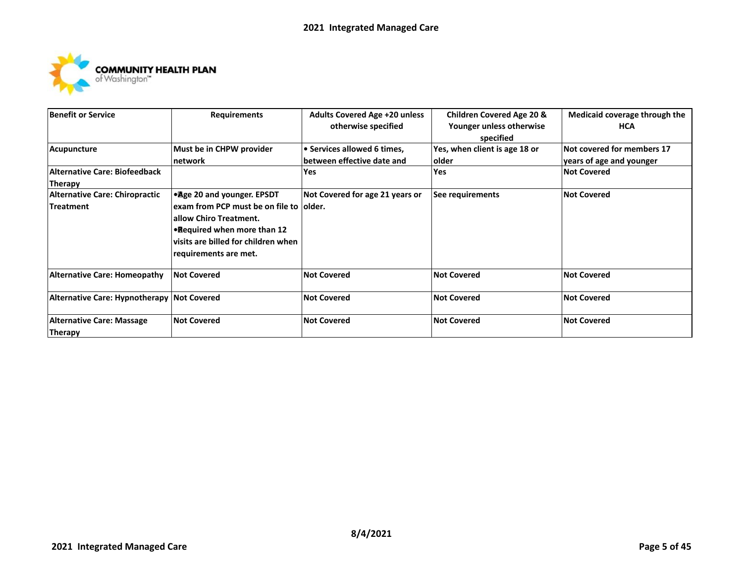| Benefit or Service | Requirements | Adults Covered Age +20 unless otherwise specified | Children Covered Age 20 & Younger unless otherwise specified | Medicaid coverage through the HCA |
|---|---|---|---|---|
| Acupuncture | Must be in CHPW provider network | • Services allowed 6 times, between effective date and | Yes, when client is age 18 or older | Not covered for members 17 years of age and younger |
| Alternative Care: Biofeedback Therapy | | Yes | Yes | Not Covered |
| Alternative Care: Chiropractic Treatment | • Age 20 and younger. EPSDT exam from PCP must be on file to allow Chiro Treatment. • Required when more than 12 visits are billed for children when requirements are met. | Not Covered for age 21 years or older. | See requirements | Not Covered |
| Alternative Care: Homeopathy | Not Covered | Not Covered | Not Covered | Not Covered |
| Alternative Care: Hypnotherapy | Not Covered | Not Covered | Not Covered | Not Covered |
| Alternative Care: Massage Therapy | Not Covered | Not Covered | Not Covered | Not Covered |

8/4/2021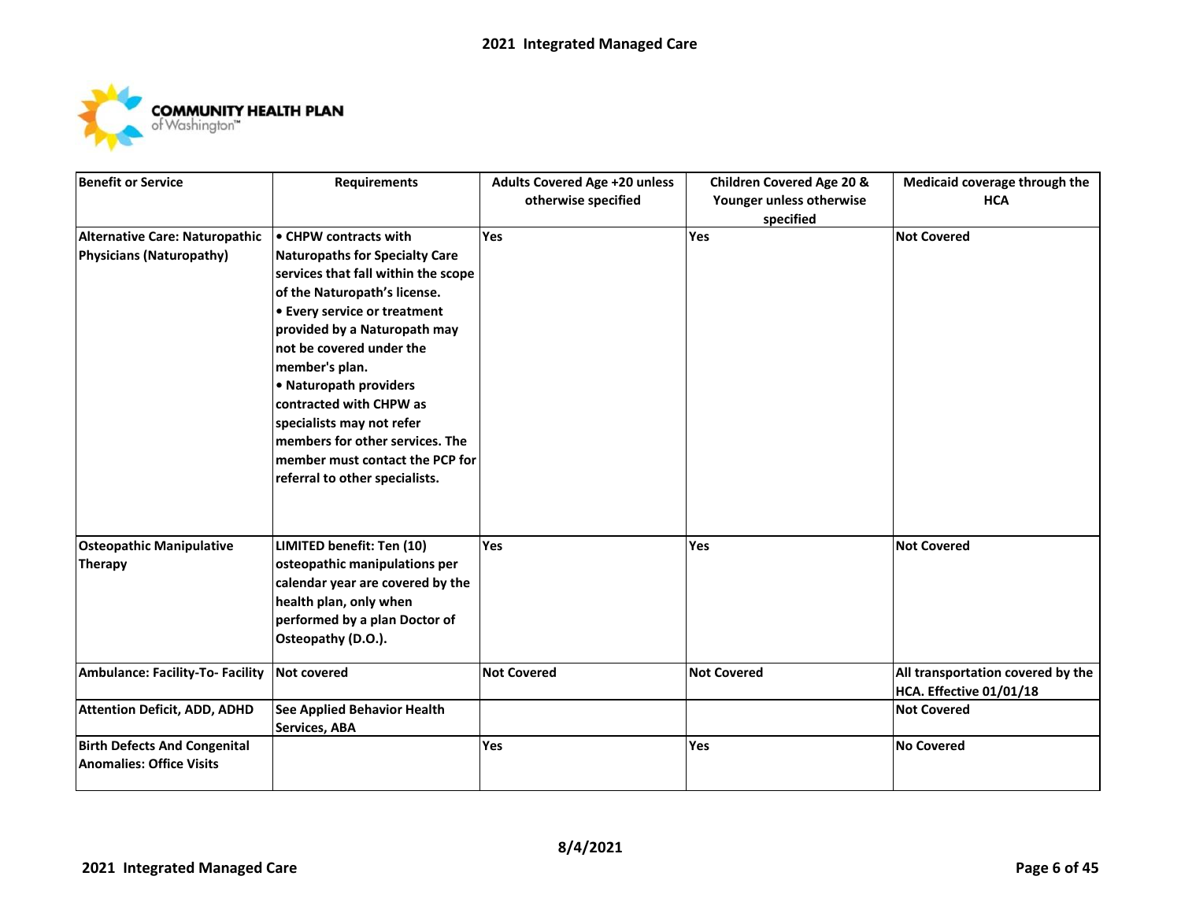| Benefit or Service | Requirements | Adults Covered Age +20 unless otherwise specified | Children Covered Age 20 & Younger unless otherwise specified | Medicaid coverage through the HCA |
|---|---|---|---|---|
| Alternative Care: Naturopathic Physicians (Naturopathy) | • CHPW contracts with Naturopaths for Specialty Care services that fall within the scope of the Naturopath's license.<br>• Every service or treatment provided by a Naturopath may not be covered under the member's plan.<br>• Naturopath providers contracted with CHPW as specialists may not refer members for other services. The member must contact the PCP for referral to other specialists. | Yes | Yes | Not Covered |
| Osteopathic Manipulative Therapy | LIMITED benefit: Ten (10) osteopathic manipulations per calendar year are covered by the health plan, only when performed by a plan Doctor of Osteopathy (D.O.). | Yes | Yes | Not Covered |
| Ambulance: Facility-To- Facility | Not covered | Not Covered | Not Covered | All transportation covered by the HCA. Effective 01/01/18 |
| Attention Deficit, ADD, ADHD | See Applied Behavior Health Services, ABA | | | Not Covered |
| Birth Defects And Congenital Anomalies: Office Visits | | Yes | Yes | No Covered |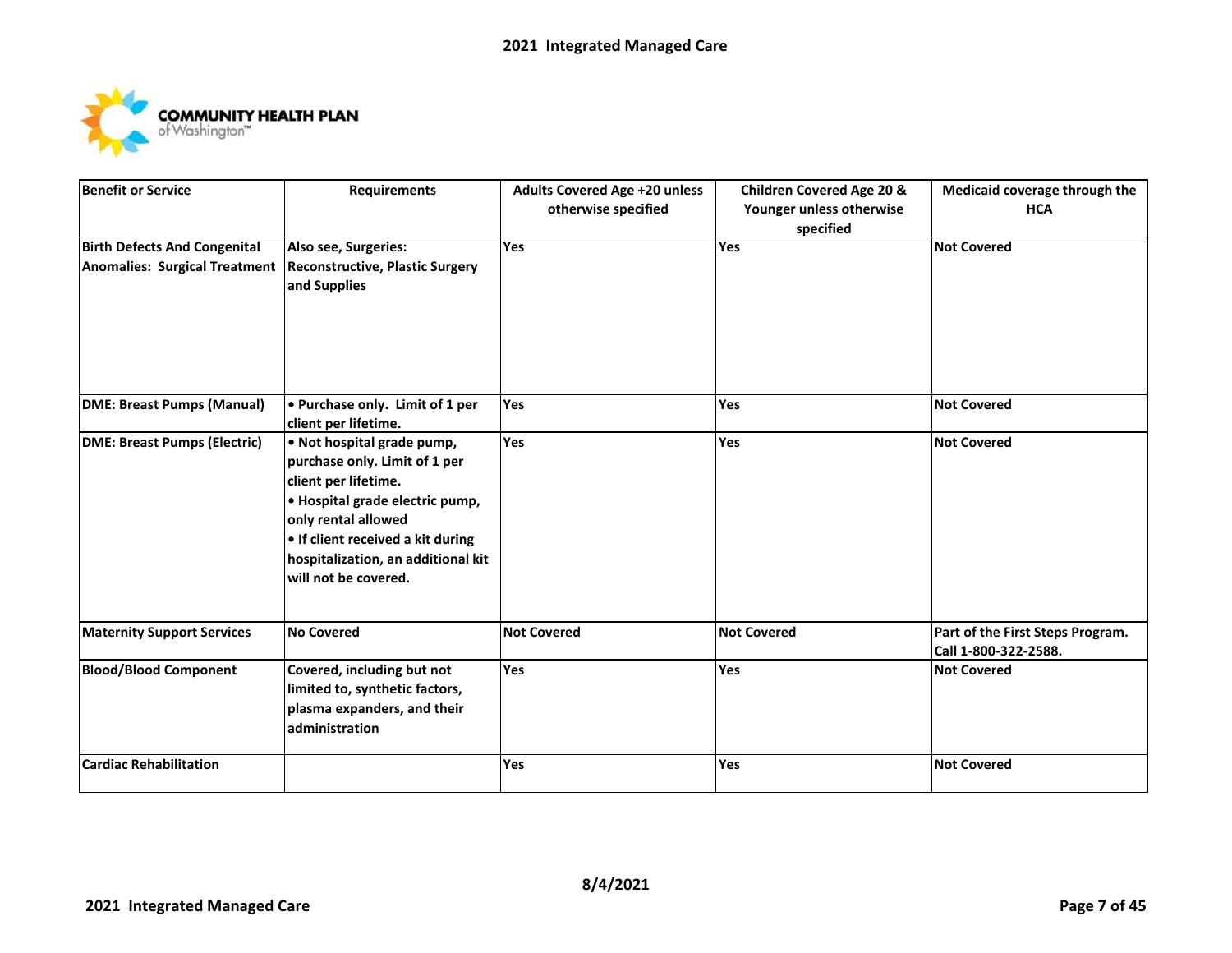| Benefit or Service | Requirements | Adults Covered Age +20 unless otherwise specified | Children Covered Age 20 & Younger unless otherwise specified | Medicaid coverage through the HCA |
|---|---|---|---|---|
| **Birth Defects And Congenital Anomalies: Surgical Treatment** | **Also see, Surgeries: Reconstructive, Plastic Surgery and Supplies** | **Yes** | **Yes** | **Not Covered** |
| **DME: Breast Pumps (Manual)** | **• Purchase only. Limit of 1 per client per lifetime.** | **Yes** | **Yes** | **Not Covered** |
| **DME: Breast Pumps (Electric)** | **• Not hospital grade pump, purchase only. Limit of 1 per client per lifetime.<br>• Hospital grade electric pump, only rental allowed<br>• If client received a kit during hospitalization, an additional kit will not be covered.** | **Yes** | **Yes** | **Not Covered** |
| **Maternity Support Services** | **No Covered** | **Not Covered** | **Not Covered** | **Part of the First Steps Program. Call 1-800-322-2588.** |
| **Blood/Blood Component** | **Covered, including but not limited to, synthetic factors, plasma expanders, and their administration** | **Yes** | **Yes** | **Not Covered** |
| **Cardiac Rehabilitation** | | **Yes** | **Yes** | **Not Covered** |

**8/4/2021**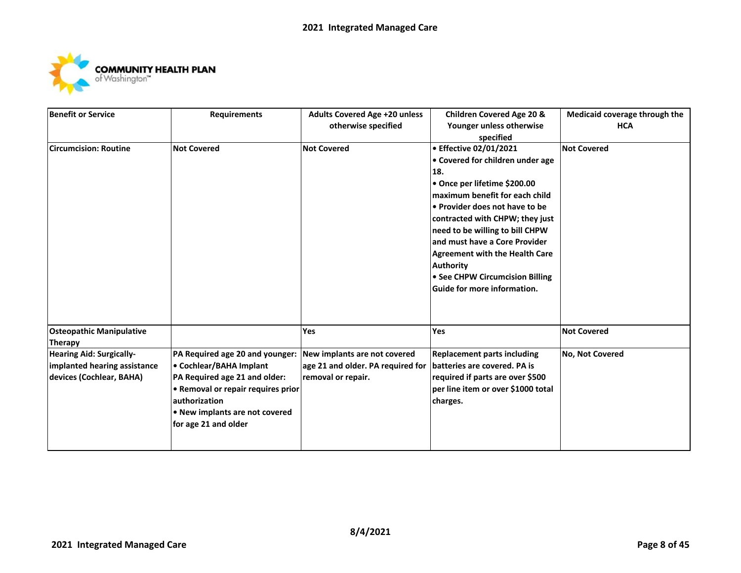| Benefit or Service | Requirements | Adults Covered Age +20 unless otherwise specified | Children Covered Age 20 & Younger unless otherwise specified | Medicaid coverage through the HCA |
|---|---|---|---|---|
| Circumcision: Routine | Not Covered | Not Covered | • Effective 02/01/2021<br>• Covered for children under age 18.<br>• Once per lifetime $200.00 maximum benefit for each child<br>• Provider does not have to be contracted with CHPW; they just need to be willing to bill CHPW and must have a Core Provider Agreement with the Health Care Authority<br>• See CHPW Circumcision Billing Guide for more information. | Not Covered |
| Osteopathic Manipulative Therapy | | Yes | Yes | Not Covered |
| Hearing Aid: Surgically-implanted hearing assistance devices (Cochlear, BAHA) | PA Required age 20 and younger:<br>• Cochlear/BAHA Implant<br>PA Required age 21 and older:<br>• Removal or repair requires prior authorization<br>• New implants are not covered for age 21 and older | New implants are not covered age 21 and older. PA required for removal or repair. | Replacement parts including batteries are covered. PA is required if parts are over $500 per line item or over $1000 total charges. | No, Not Covered |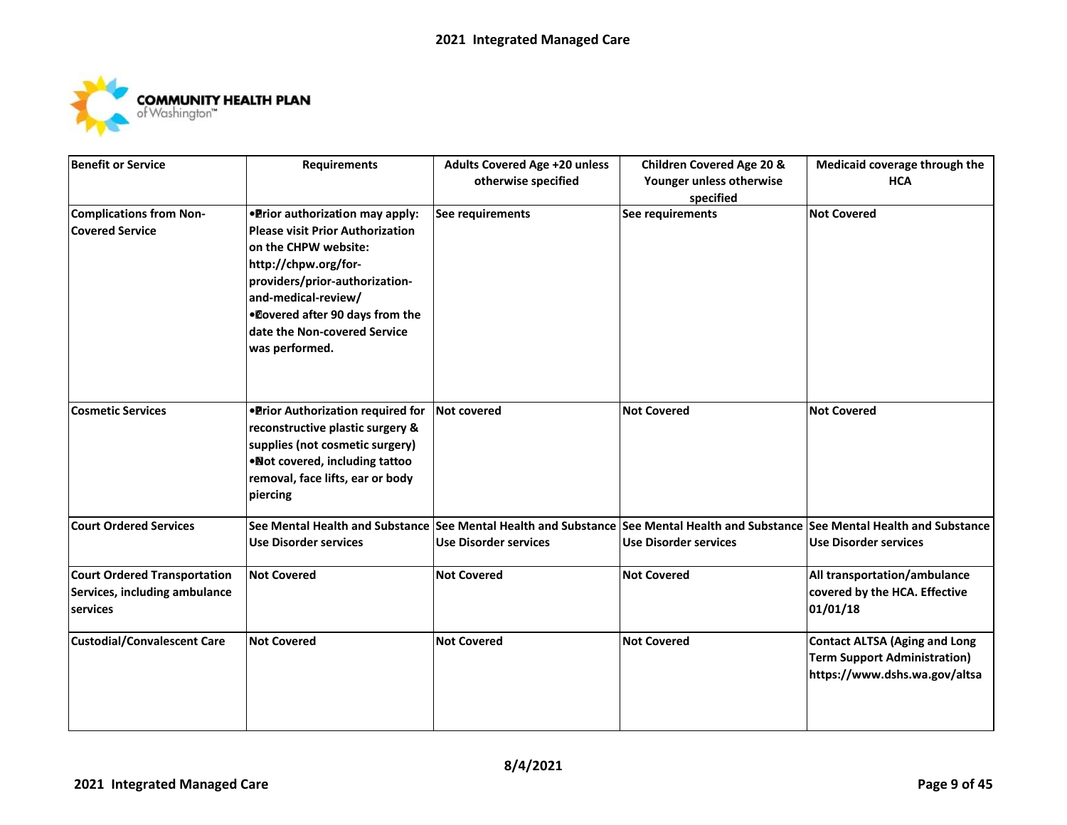| Benefit or Service | Requirements | Adults Covered Age +20 unless otherwise specified | Children Covered Age 20 & Younger unless otherwise specified | Medicaid coverage through the HCA |
|---|---|---|---|---|
| **Complications from Non-Covered Service** | • Prior authorization may apply: Please visit Prior Authorization on the CHPW website: http://chpw.org/for-providers/prior-authorization-and-medical-review/ <br>• Covered after 90 days from the date the Non-covered Service was performed. | See requirements | See requirements | Not Covered |
| **Cosmetic Services** | • Prior Authorization required for reconstructive plastic surgery & supplies (not cosmetic surgery) <br>• Not covered, including tattoo removal, face lifts, ear or body piercing | Not covered | Not Covered | Not Covered |
| **Court Ordered Services** | See Mental Health and Substance Use Disorder services | See Mental Health and Substance Use Disorder services | See Mental Health and Substance Use Disorder services | See Mental Health and Substance Use Disorder services |
| **Court Ordered Transportation Services, including ambulance services** | Not Covered | Not Covered | Not Covered | All transportation/ambulance covered by the HCA. Effective 01/01/18 |
| **Custodial/Convalescent Care** | Not Covered | Not Covered | Not Covered | Contact ALTSA (Aging and Long Term Support Administration) https://www.dshs.wa.gov/altsa |

8/4/2021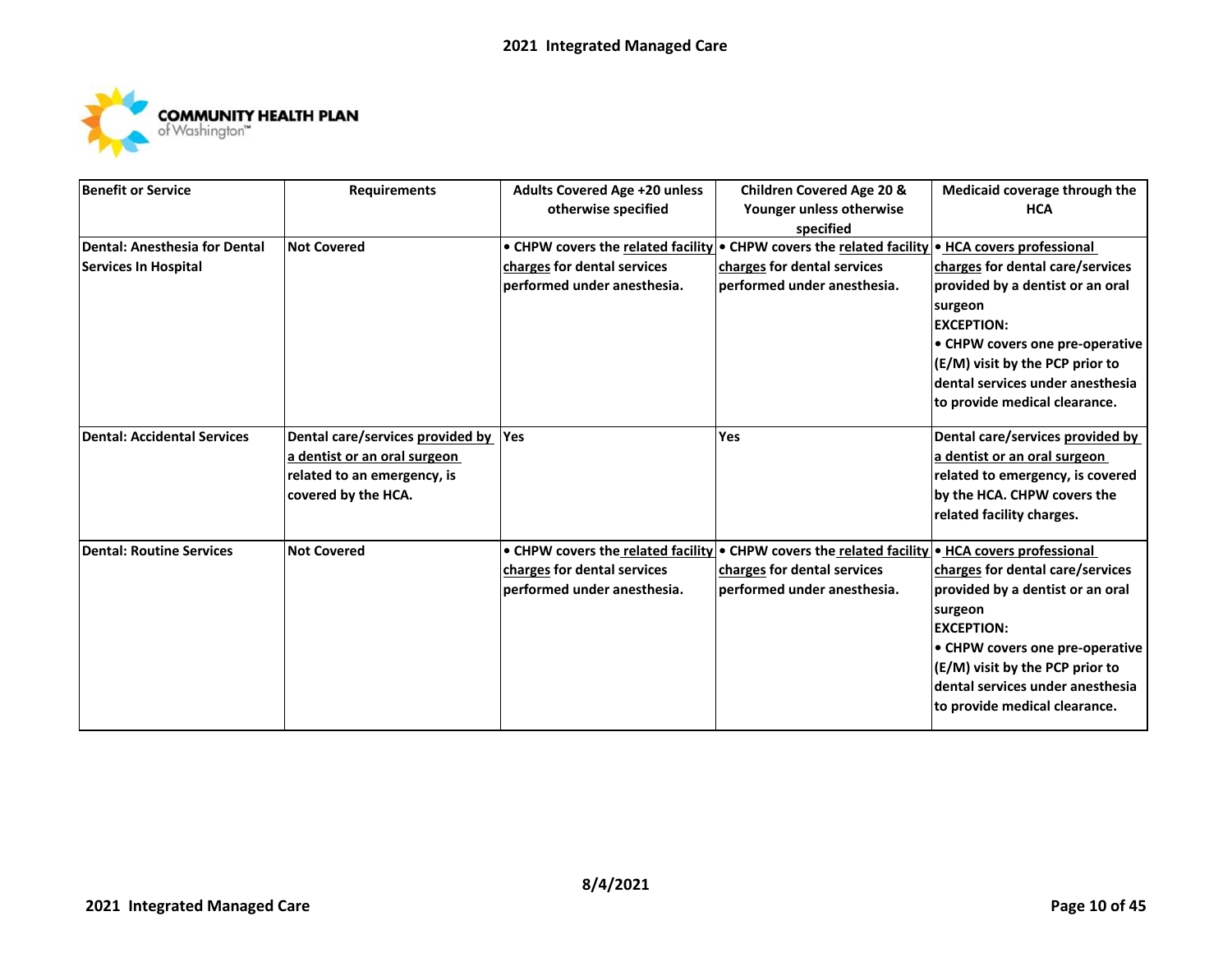| Benefit or Service | Requirements | Adults Covered Age +20 unless otherwise specified | Children Covered Age 20 & Younger unless otherwise specified | Medicaid coverage through the HCA |
|---|---|---|---|---|
| **Dental: Anesthesia for Dental Services In Hospital** | **Not Covered** | **• CHPW covers the related facility charges for dental services performed under anesthesia.** | **• CHPW covers the related facility charges for dental services performed under anesthesia.** | **• HCA covers professional charges for dental care/services provided by a dentist or an oral surgeon EXCEPTION: • CHPW covers one pre-operative (E/M) visit by the PCP prior to dental services under anesthesia to provide medical clearance.** |
| **Dental: Accidental Services** | **Dental care/services provided by a dentist or an oral surgeon related to an emergency, is covered by the HCA.** | **Yes** | **Yes** | **Dental care/services provided by a dentist or an oral surgeon related to emergency, is covered by the HCA. CHPW covers the related facility charges.** |
| **Dental: Routine Services** | **Not Covered** | **• CHPW covers the related facility charges for dental services performed under anesthesia.** | **• CHPW covers the related facility charges for dental services performed under anesthesia.** | **• HCA covers professional charges for dental care/services provided by a dentist or an oral surgeon EXCEPTION: • CHPW covers one pre-operative (E/M) visit by the PCP prior to dental services under anesthesia to provide medical clearance.** |

**8/4/2021**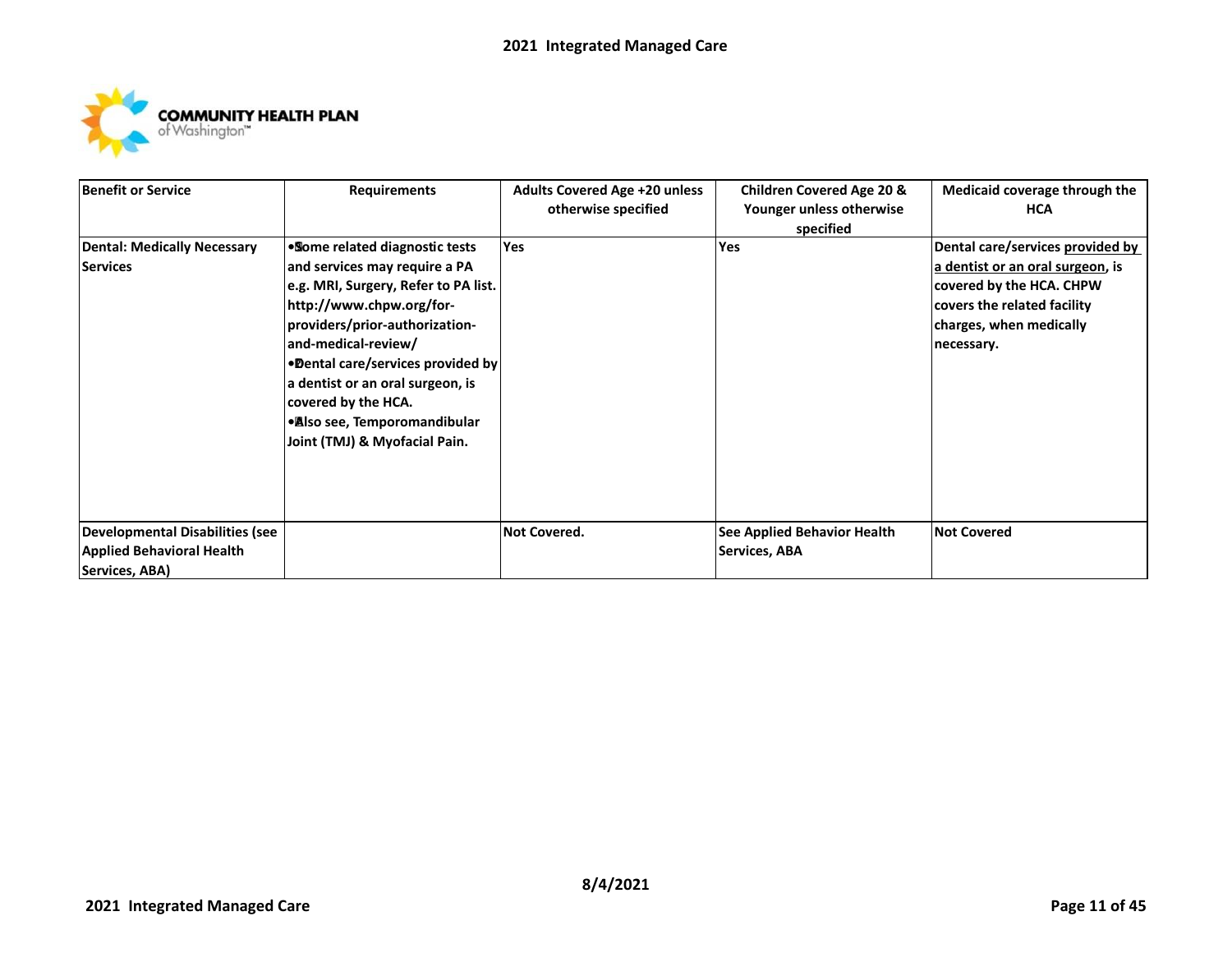| Benefit or Service | Requirements | Adults Covered Age +20 unless otherwise specified | Children Covered Age 20 & Younger unless otherwise specified | Medicaid coverage through the HCA |
|---|---|---|---|---|
| **Dental: Medically Necessary Services** | • Some related diagnostic tests and services may require a PA e.g. MRI, Surgery, Refer to PA list. http://www.chpw.org/for-providers/prior-authorization-and-medical-review/<br>• Dental care/services provided by a dentist or an oral surgeon, is covered by the HCA.<br>• Also see, Temporomandibular Joint (TMJ) & Myofacial Pain. | Yes | Yes | Dental care/services provided by a dentist or an oral surgeon, is covered by the HCA. CHPW covers the related facility charges, when medically necessary. |
| **Developmental Disabilities (see Applied Behavioral Health Services, ABA)** | | Not Covered. | See Applied Behavior Health Services, ABA | Not Covered |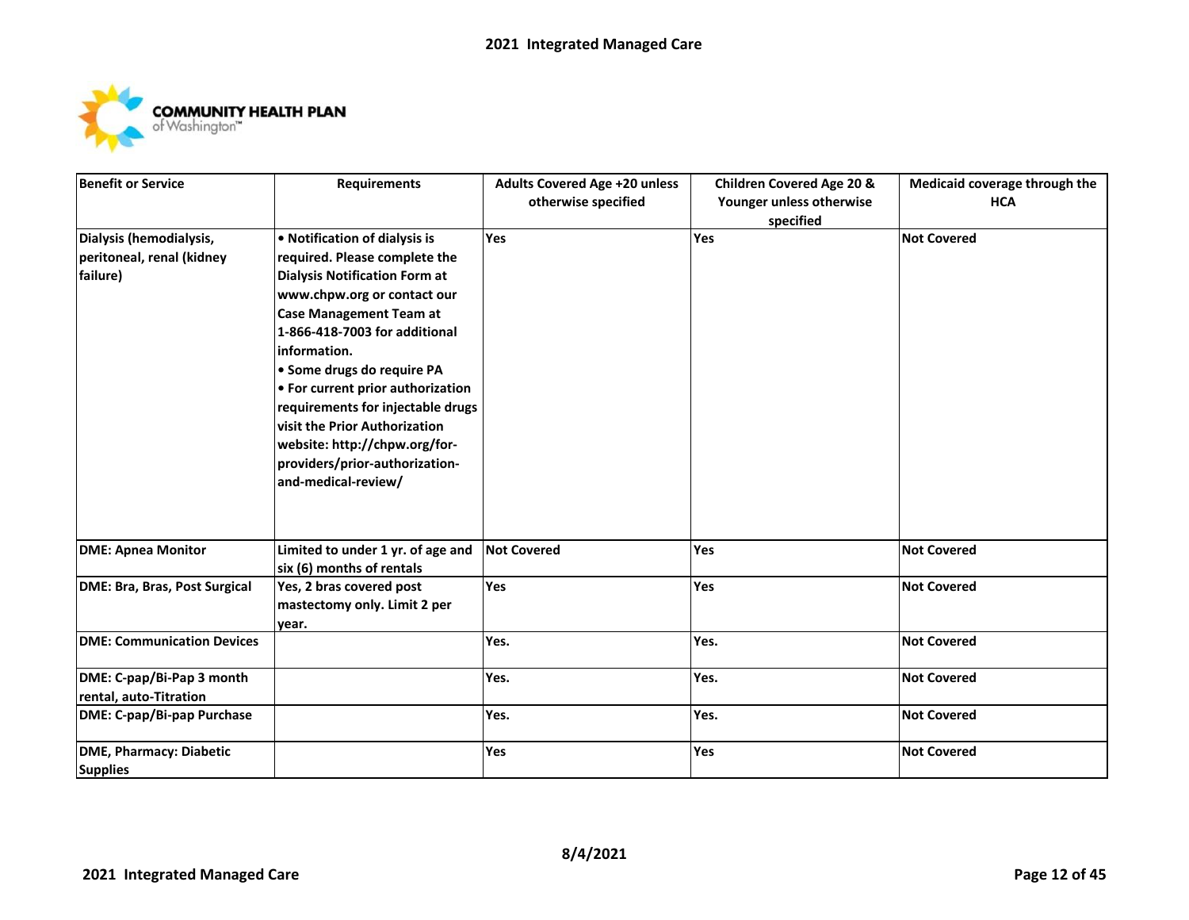| Benefit or Service | Requirements | Adults Covered Age +20 unless otherwise specified | Children Covered Age 20 & Younger unless otherwise specified | Medicaid coverage through the HCA |
|---|---|---|---|---|
| Dialysis (hemodialysis, peritoneal, renal (kidney failure) | • Notification of dialysis is required. Please complete the Dialysis Notification Form at www.chpw.org or contact our Case Management Team at 1-866-418-7003 for additional information.<br>• Some drugs do require PA<br>• For current prior authorization requirements for injectable drugs visit the Prior Authorization website: http://chpw.org/for-providers/prior-authorization-and-medical-review/ | Yes | Yes | Not Covered |
| DME: Apnea Monitor | Limited to under 1 yr. of age and six (6) months of rentals | Not Covered | Yes | Not Covered |
| DME: Bra, Bras, Post Surgical | Yes, 2 bras covered post mastectomy only. Limit 2 per year. | Yes | Yes | Not Covered |
| DME: Communication Devices | | Yes. | Yes. | Not Covered |
| DME: C-pap/Bi-Pap 3 month rental, auto-Titration | | Yes. | Yes. | Not Covered |
| DME: C-pap/Bi-pap Purchase | | Yes. | Yes. | Not Covered |
| DME, Pharmacy: Diabetic Supplies | | Yes | Yes | Not Covered |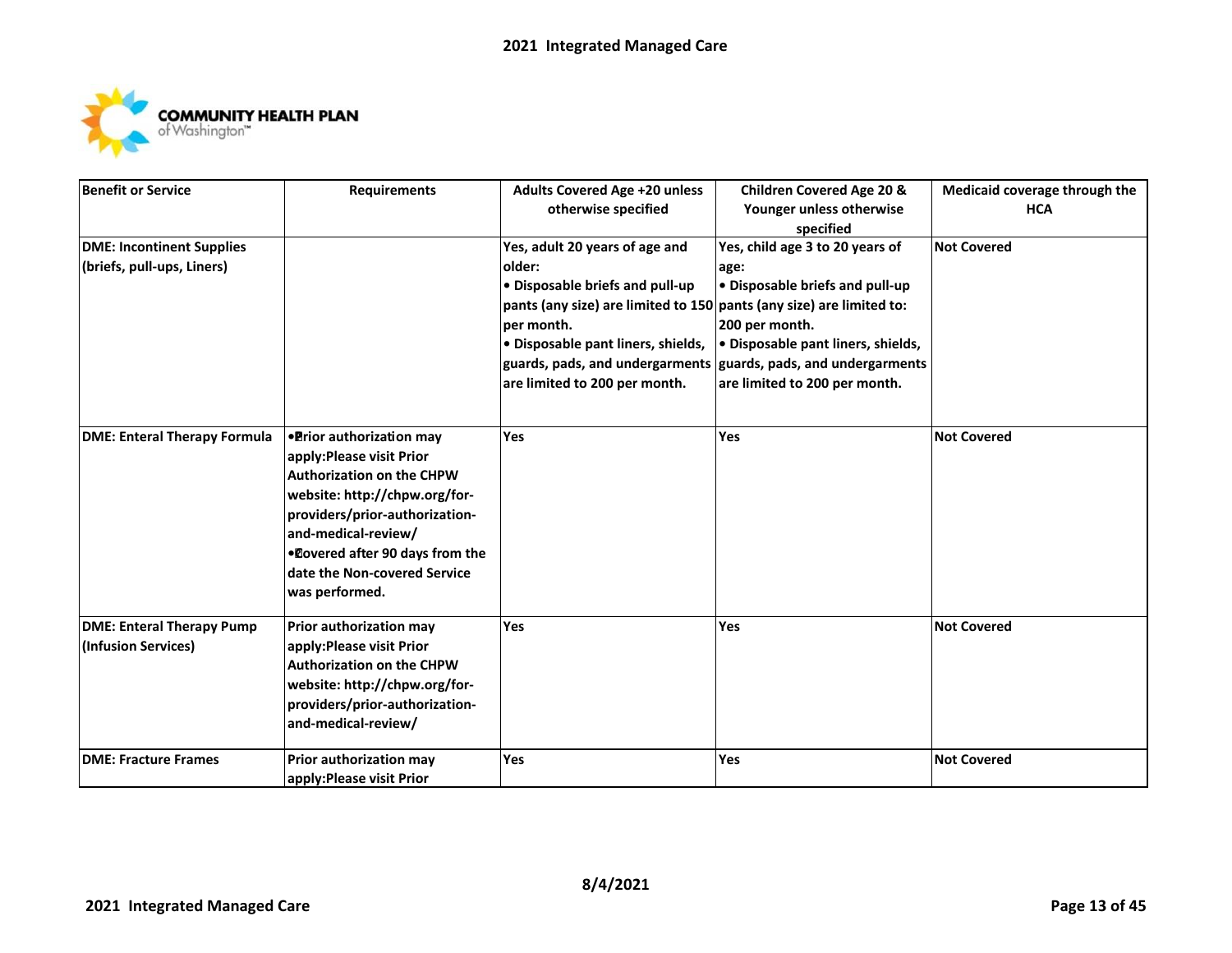| Benefit or Service | Requirements | Adults Covered Age +20 unless otherwise specified | Children Covered Age 20 & Younger unless otherwise specified | Medicaid coverage through the HCA |
|---|---|---|---|---|
| **DME: Incontinent Supplies (briefs, pull-ups, Liners)** | | Yes, adult 20 years of age and older:<br>• Disposable briefs and pull-up pants (any size) are limited to 150 per month.<br>• Disposable pant liners, shields, guards, pads, and undergarments are limited to 200 per month. | Yes, child age 3 to 20 years of age:<br>• Disposable briefs and pull-up pants (any size) are limited to: 200 per month.<br>• Disposable pant liners, shields, guards, pads, and undergarments are limited to 200 per month. | Not Covered |
| **DME: Enteral Therapy Formula** | •Prior authorization may apply:Please visit Prior Authorization on the CHPW website: http://chpw.org/for-providers/prior-authorization-and-medical-review/<br>•Covered after 90 days from the date the Non-covered Service was performed. | Yes | Yes | Not Covered |
| **DME: Enteral Therapy Pump (Infusion Services)** | Prior authorization may apply:Please visit Prior Authorization on the CHPW website: http://chpw.org/for-providers/prior-authorization-and-medical-review/ | Yes | Yes | Not Covered |
| **DME: Fracture Frames** | Prior authorization may apply:Please visit Prior | Yes | Yes | Not Covered |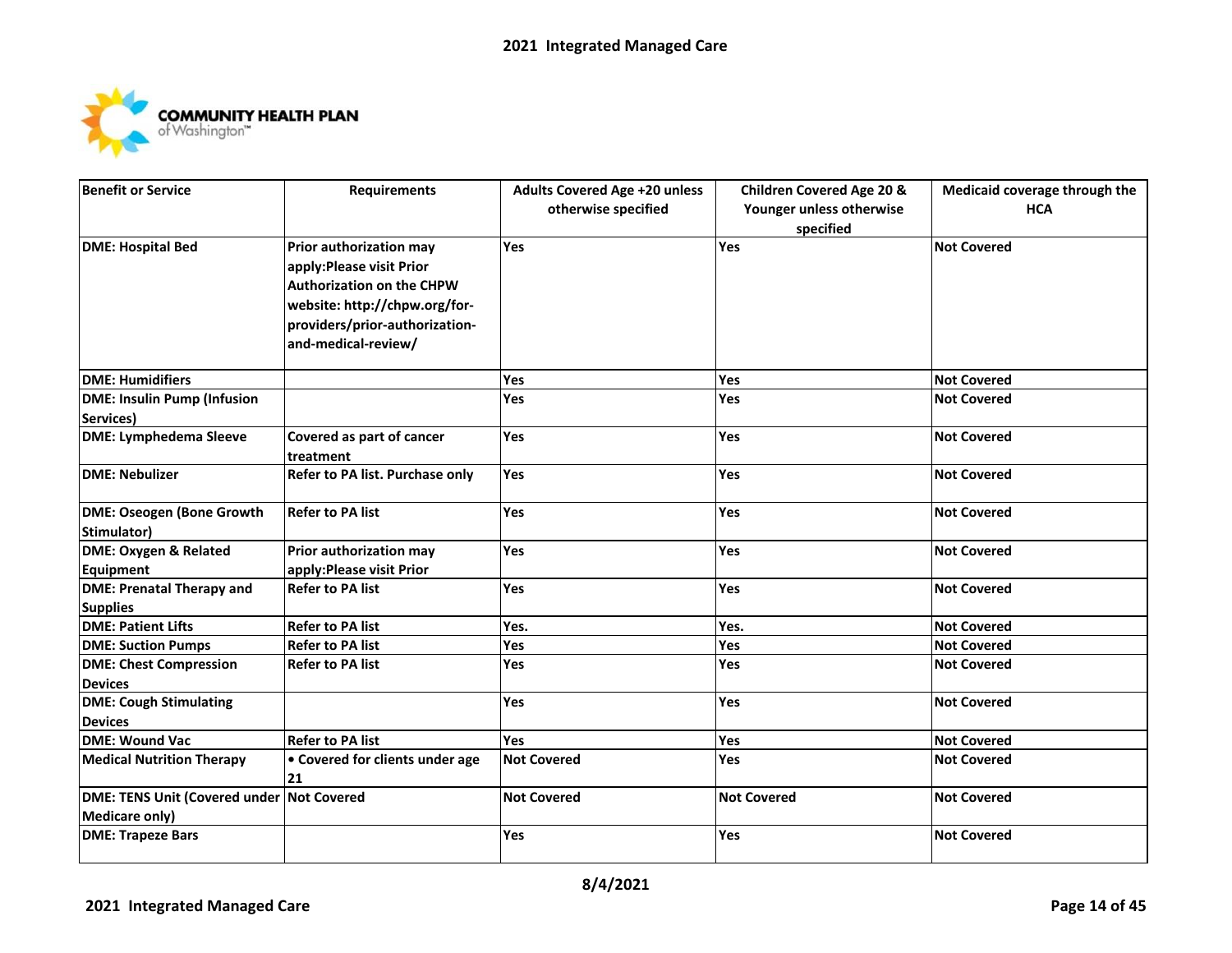| Benefit or Service | Requirements | Adults Covered Age +20 unless otherwise specified | Children Covered Age 20 & Younger unless otherwise specified | Medicaid coverage through the HCA |
|---|---|---|---|---|
| DME: Hospital Bed | Prior authorization may apply:Please visit Prior Authorization on the CHPW website: http://chpw.org/for-providers/prior-authorization-and-medical-review/ | Yes | Yes | Not Covered |
| DME: Humidifiers | | Yes | Yes | Not Covered |
| DME: Insulin Pump (Infusion Services) | | Yes | Yes | Not Covered |
| DME: Lymphedema Sleeve | Covered as part of cancer treatment | Yes | Yes | Not Covered |
| DME: Nebulizer | Refer to PA list. Purchase only | Yes | Yes | Not Covered |
| DME: Oseogen (Bone Growth Stimulator) | Refer to PA list | Yes | Yes | Not Covered |
| DME: Oxygen & Related Equipment | Prior authorization may apply:Please visit Prior | Yes | Yes | Not Covered |
| DME: Prenatal Therapy and Supplies | Refer to PA list | Yes | Yes | Not Covered |
| DME: Patient Lifts | Refer to PA list | Yes. | Yes. | Not Covered |
| DME: Suction Pumps | Refer to PA list | Yes | Yes | Not Covered |
| DME: Chest Compression Devices | Refer to PA list | Yes | Yes | Not Covered |
| DME: Cough Stimulating Devices | | Yes | Yes | Not Covered |
| DME: Wound Vac | Refer to PA list | Yes | Yes | Not Covered |
| Medical Nutrition Therapy | • Covered for clients under age 21 | Not Covered | Yes | Not Covered |
| DME: TENS Unit (Covered under Medicare only) | Not Covered | Not Covered | Not Covered | Not Covered |
| DME: Trapeze Bars | | Yes | Yes | Not Covered |

8/4/2021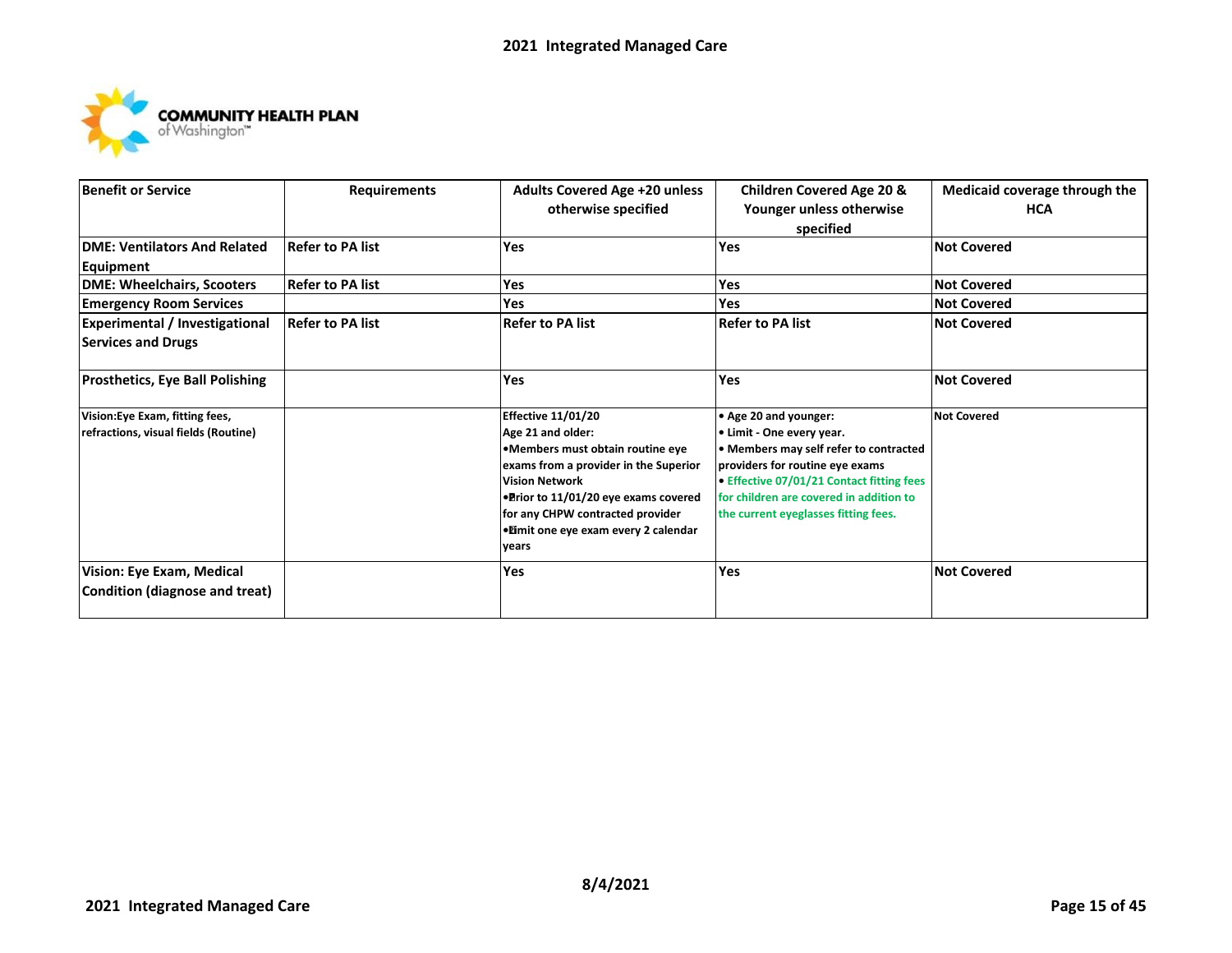| Benefit or Service | Requirements | Adults Covered Age +20 unless otherwise specified | Children Covered Age 20 & Younger unless otherwise specified | Medicaid coverage through the HCA |
|---|---|---|---|---|
| DME: Ventilators And Related Equipment | Refer to PA list | Yes | Yes | Not Covered |
| DME: Wheelchairs, Scooters | Refer to PA list | Yes | Yes | Not Covered |
| Emergency Room Services | | Yes | Yes | Not Covered |
| Experimental / Investigational Services and Drugs | Refer to PA list | Refer to PA list | Refer to PA list | Not Covered |
| Prosthetics, Eye Ball Polishing | | Yes | Yes | Not Covered |
| Vision:Eye Exam, fitting fees, refractions, visual fields (Routine) | | Effective 11/01/20<br>Age 21 and older:<br>•Members must obtain routine eye exams from a provider in the Superior Vision Network<br>•Prior to 11/01/20 eye exams covered for any CHPW contracted provider<br>•Limit one eye exam every 2 calendar years | • Age 20 and younger:<br>• Limit - One every year.<br>• Members may self refer to contracted providers for routine eye exams<br>• Effective 07/01/21 Contact fitting fees for children are covered in addition to the current eyeglasses fitting fees. | Not Covered |
| Vision: Eye Exam, Medical Condition (diagnose and treat) | | Yes | Yes | Not Covered |

8/4/2021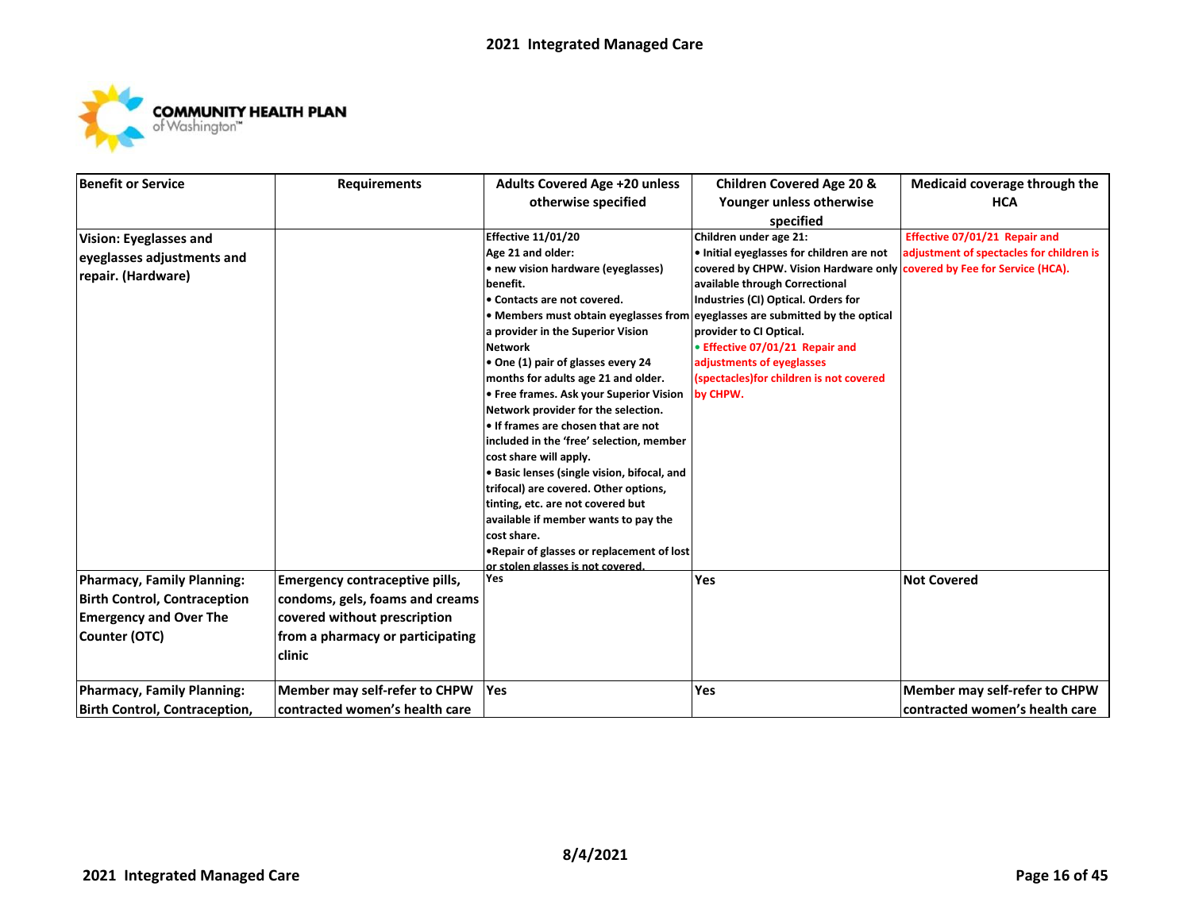| Benefit or Service | Requirements | Adults Covered Age +20 unless otherwise specified | Children Covered Age 20 & Younger unless otherwise specified | Medicaid coverage through the HCA |
|---|---|---|---|---|
| Vision: Eyeglasses and eyeglasses adjustments and repair. (Hardware) | | Effective 11/01/20<br>Age 21 and older:<br>• new vision hardware (eyeglasses) benefit.<br>• Contacts are not covered.<br>• Members must obtain eyeglasses from a provider in the Superior Vision Network<br>• One (1) pair of glasses every 24 months for adults age 21 and older.<br>• Free frames. Ask your Superior Vision Network provider for the selection.<br>• If frames are chosen that are not included in the 'free' selection, member cost share will apply.<br>• Basic lenses (single vision, bifocal, and trifocal) are covered. Other options, tinting, etc. are not covered but available if member wants to pay the cost share.<br>•Repair of glasses or replacement of lost or stolen glasses is not covered. | Children under age 21:<br>• Initial eyeglasses for children are not covered by CHPW. Vision Hardware only available through Correctional Industries (CI) Optical. Orders for eyeglasses are submitted by the optical provider to CI Optical.<br>• Effective 07/01/21 Repair and adjustments of eyeglasses (spectacles)for children is not covered by CHPW. | Effective 07/01/21 Repair and adjustment of spectacles for children is covered by Fee for Service (HCA). |
| Pharmacy, Family Planning: Birth Control, Contraception Emergency and Over The Counter (OTC) | Emergency contraceptive pills, condoms, gels, foams and creams covered without prescription from a pharmacy or participating clinic | Yes | Yes | Not Covered |
| Pharmacy, Family Planning: Birth Control, Contraception, | Member may self-refer to CHPW contracted women's health care | Yes | Yes | Member may self-refer to CHPW contracted women's health care |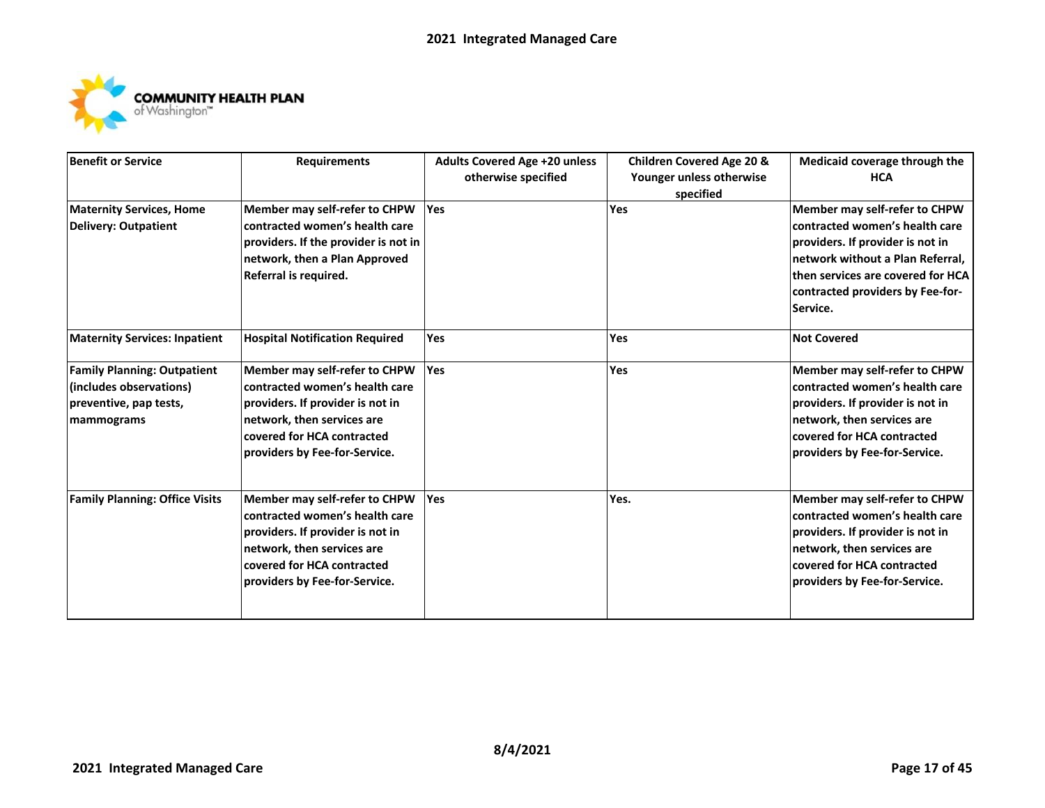| Benefit or Service | Requirements | Adults Covered Age +20 unless otherwise specified | Children Covered Age 20 & Younger unless otherwise specified | Medicaid coverage through the HCA |
|---|---|---|---|---|
| **Maternity Services, Home Delivery: Outpatient** | **Member may self-refer to CHPW contracted women's health care providers. If the provider is not in network, then a Plan Approved Referral is required.** | **Yes** | **Yes** | **Member may self-refer to CHPW contracted women's health care providers. If provider is not in network without a Plan Referral, then services are covered for HCA contracted providers by Fee-for-Service.** |
| **Maternity Services: Inpatient** | **Hospital Notification Required** | **Yes** | **Yes** | **Not Covered** |
| **Family Planning: Outpatient (includes observations) preventive, pap tests, mammograms** | **Member may self-refer to CHPW contracted women's health care providers. If provider is not in network, then services are covered for HCA contracted providers by Fee-for-Service.** | **Yes** | **Yes** | **Member may self-refer to CHPW contracted women's health care providers. If provider is not in network, then services are covered for HCA contracted providers by Fee-for-Service.** |
| **Family Planning: Office Visits** | **Member may self-refer to CHPW contracted women's health care providers. If provider is not in network, then services are covered for HCA contracted providers by Fee-for-Service.** | **Yes** | **Yes.** | **Member may self-refer to CHPW contracted women's health care providers. If provider is not in network, then services are covered for HCA contracted providers by Fee-for-Service.** |

**8/4/2021**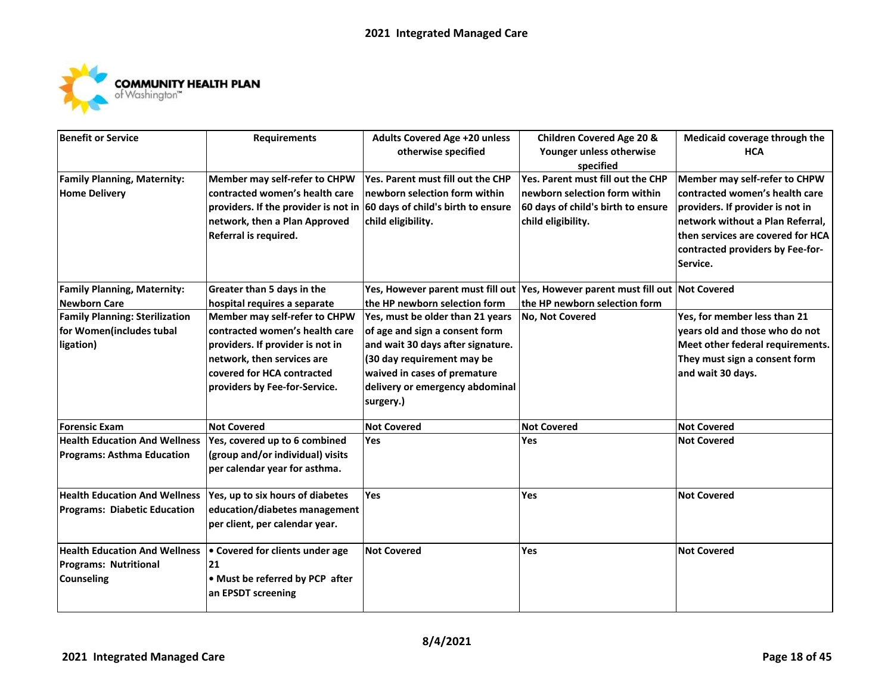| Benefit or Service | Requirements | Adults Covered Age +20 unless otherwise specified | Children Covered Age 20 & Younger unless otherwise specified | Medicaid coverage through the HCA |
|---|---|---|---|---|
| Family Planning, Maternity: Home Delivery | Member may self-refer to CHPW contracted women's health care providers. If the provider is not in network, then a Plan Approved Referral is required. | Yes. Parent must fill out the CHP newborn selection form within 60 days of child's birth to ensure child eligibility. | Yes. Parent must fill out the CHP newborn selection form within 60 days of child's birth to ensure child eligibility. | Member may self-refer to CHPW contracted women's health care providers. If provider is not in network without a Plan Referral, then services are covered for HCA contracted providers by Fee-for-Service. |
| Family Planning, Maternity: Newborn Care | Greater than 5 days in the hospital requires a separate | Yes, However parent must fill out the HP newborn selection form | Yes, However parent must fill out the HP newborn selection form | Not Covered |
| Family Planning: Sterilization for Women(includes tubal ligation) | Member may self-refer to CHPW contracted women's health care providers. If provider is not in network, then services are covered for HCA contracted providers by Fee-for-Service. | Yes, must be older than 21 years of age and sign a consent form and wait 30 days after signature. (30 day requirement may be waived in cases of premature delivery or emergency abdominal surgery.) | No, Not Covered | Yes, for member less than 21 years old and those who do not Meet other federal requirements. They must sign a consent form and wait 30 days. |
| Forensic Exam | Not Covered | Not Covered | Not Covered | Not Covered |
| Health Education And Wellness Programs: Asthma Education | Yes, covered up to 6 combined (group and/or individual) visits per calendar year for asthma. | Yes | Yes | Not Covered |
| Health Education And Wellness Programs: Diabetic Education | Yes, up to six hours of diabetes education/diabetes management per client, per calendar year. | Yes | Yes | Not Covered |
| Health Education And Wellness Programs: Nutritional Counseling | • Covered for clients under age 21<br>• Must be referred by PCP after an EPSDT screening | Not Covered | Yes | Not Covered |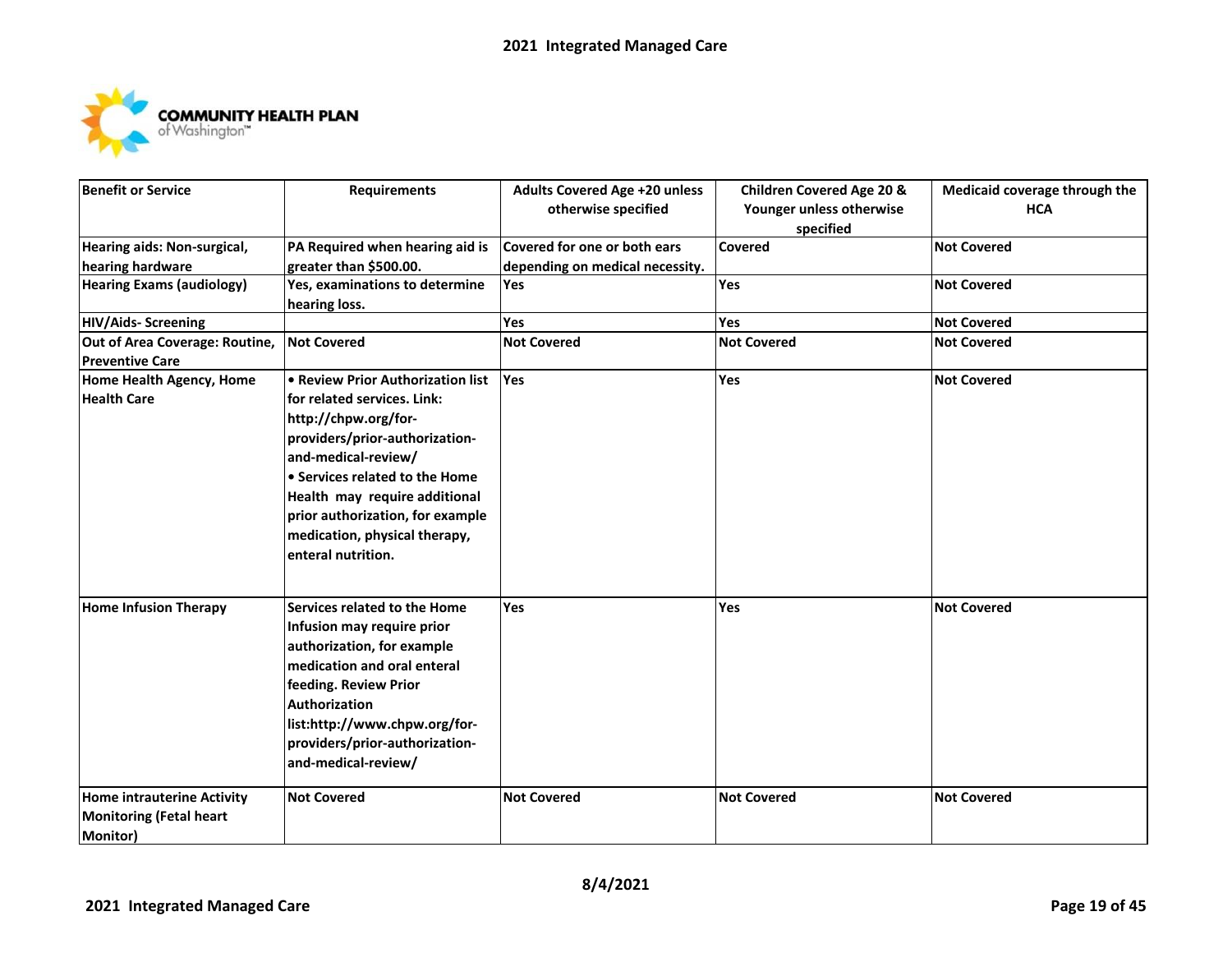| Benefit or Service | Requirements | Adults Covered Age +20 unless otherwise specified | Children Covered Age 20 & Younger unless otherwise specified | Medicaid coverage through the HCA |
|---|---|---|---|---|
| Hearing aids: Non-surgical, hearing hardware | PA Required when hearing aid is greater than $500.00. | Covered for one or both ears depending on medical necessity. | Covered | Not Covered |
| Hearing Exams (audiology) | Yes, examinations to determine hearing loss. | Yes | Yes | Not Covered |
| HIV/Aids- Screening | | Yes | Yes | Not Covered |
| Out of Area Coverage: Routine, Preventive Care | Not Covered | Not Covered | Not Covered | Not Covered |
| Home Health Agency, Home Health Care | • Review Prior Authorization list for related services. Link: http://chpw.org/for-providers/prior-authorization-and-medical-review/ • Services related to the Home Health may require additional prior authorization, for example medication, physical therapy, enteral nutrition. | Yes | Yes | Not Covered |
| Home Infusion Therapy | Services related to the Home Infusion may require prior authorization, for example medication and oral enteral feeding. Review Prior Authorization list:http://www.chpw.org/for-providers/prior-authorization-and-medical-review/ | Yes | Yes | Not Covered |
| Home intrauterine Activity Monitoring (Fetal heart Monitor) | Not Covered | Not Covered | Not Covered | Not Covered |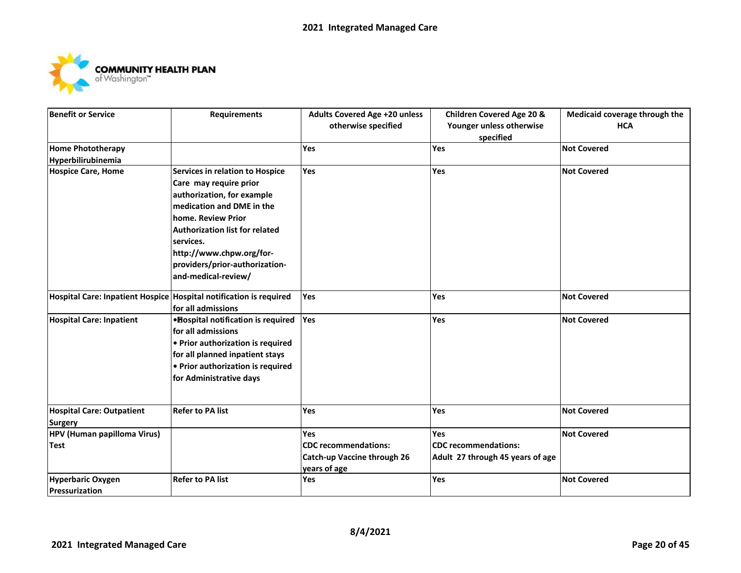| Benefit or Service | Requirements | Adults Covered Age +20 unless otherwise specified | Children Covered Age 20 & Younger unless otherwise specified | Medicaid coverage through the HCA |
|---|---|---|---|---|
| Home Phototherapy Hyperbilirubinemia | | Yes | Yes | Not Covered |
| Hospice Care, Home | Services in relation to Hospice Care may require prior authorization, for example medication and DME in the home. Review Prior Authorization list for related services. http://www.chpw.org/for-providers/prior-authorization-and-medical-review/ | Yes | Yes | Not Covered |
| Hospital Care: Inpatient Hospice | Hospital notification is required for all admissions | Yes | Yes | Not Covered |
| Hospital Care: Inpatient | • Hospital notification is required for all admissions<br>• Prior authorization is required for all planned inpatient stays<br>• Prior authorization is required for Administrative days | Yes | Yes | Not Covered |
| Hospital Care: Outpatient Surgery | Refer to PA list | Yes | Yes | Not Covered |
| HPV (Human papilloma Virus) Test | | Yes<br>CDC recommendations:<br>Catch-up Vaccine through 26 years of age | Yes<br>CDC recommendations:<br>Adult 27 through 45 years of age | Not Covered |
| Hyperbaric Oxygen Pressurization | Refer to PA list | Yes | Yes | Not Covered |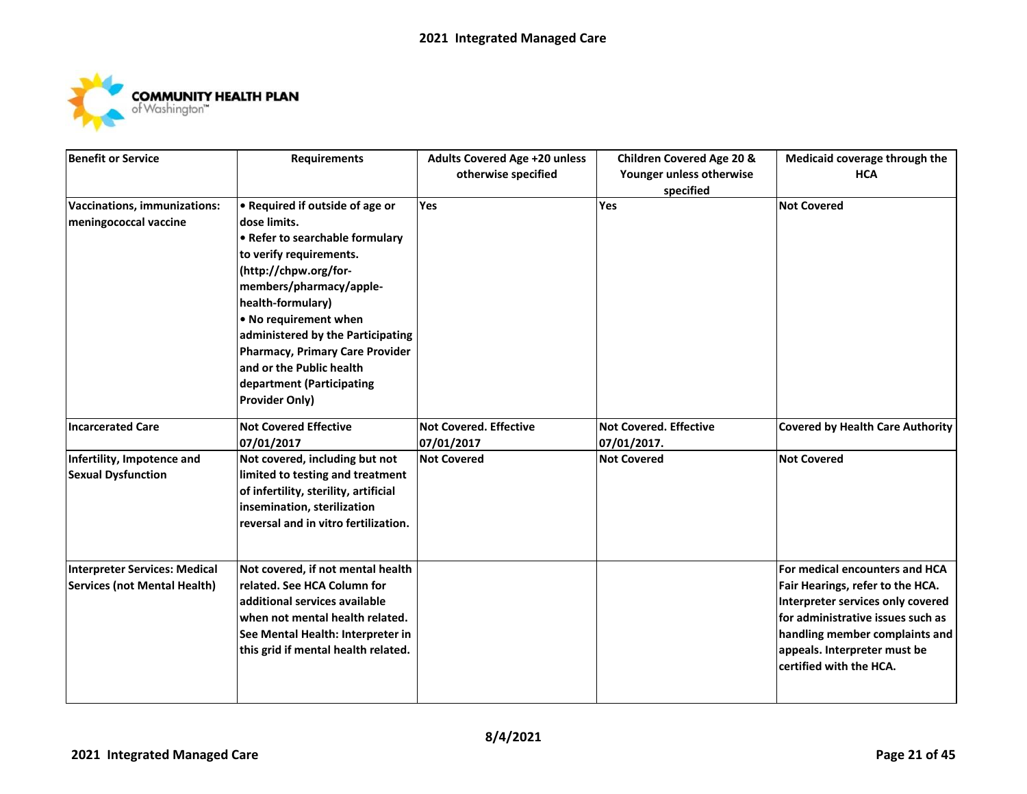| Benefit or Service | Requirements | Adults Covered Age +20 unless otherwise specified | Children Covered Age 20 & Younger unless otherwise specified | Medicaid coverage through the HCA |
|---|---|---|---|---|
| **Vaccinations, immunizations: meningococcal vaccine** | • Required if outside of age or dose limits.<br>• Refer to searchable formulary to verify requirements. (http://chpw.org/for-members/pharmacy/apple-health-formulary)<br>• No requirement when administered by the Participating Pharmacy, Primary Care Provider and or the Public health department (Participating Provider Only) | Yes | Yes | Not Covered |
| **Incarcerated Care** | Not Covered Effective 07/01/2017 | Not Covered. Effective 07/01/2017 | Not Covered. Effective 07/01/2017. | Covered by Health Care Authority |
| **Infertility, Impotence and Sexual Dysfunction** | Not covered, including but not limited to testing and treatment of infertility, sterility, artificial insemination, sterilization reversal and in vitro fertilization. | Not Covered | Not Covered | Not Covered |
| **Interpreter Services: Medical Services (not Mental Health)** | Not covered, if not mental health related. See HCA Column for additional services available when not mental health related. See Mental Health: Interpreter in this grid if mental health related. | | | For medical encounters and HCA Fair Hearings, refer to the HCA. Interpreter services only covered for administrative issues such as handling member complaints and appeals. Interpreter must be certified with the HCA. |

8/4/2021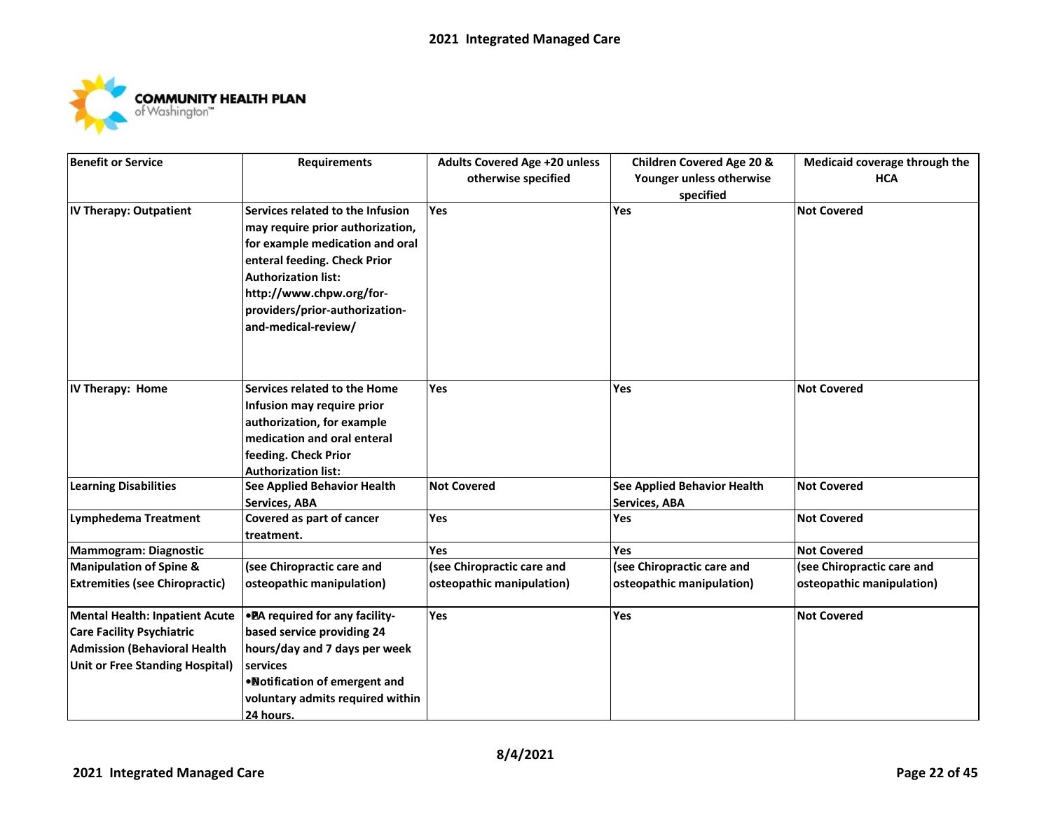| Benefit or Service | Requirements | Adults Covered Age +20 unless otherwise specified | Children Covered Age 20 & Younger unless otherwise specified | Medicaid coverage through the HCA |
|---|---|---|---|---|
| IV Therapy: Outpatient | Services related to the Infusion may require prior authorization, for example medication and oral enteral feeding. Check Prior Authorization list: http://www.chpw.org/for-providers/prior-authorization-and-medical-review/ | Yes | Yes | Not Covered |
| IV Therapy: Home | Services related to the Home Infusion may require prior authorization, for example medication and oral enteral feeding. Check Prior Authorization list: | Yes | Yes | Not Covered |
| Learning Disabilities | See Applied Behavior Health Services, ABA | Not Covered | See Applied Behavior Health Services, ABA | Not Covered |
| Lymphedema Treatment | Covered as part of cancer treatment. | Yes | Yes | Not Covered |
| Mammogram: Diagnostic | | Yes | Yes | Not Covered |
| Manipulation of Spine & Extremities (see Chiropractic) | (see Chiropractic care and osteopathic manipulation) | (see Chiropractic care and osteopathic manipulation) | (see Chiropractic care and osteopathic manipulation) | (see Chiropractic care and osteopathic manipulation) |
| Mental Health: Inpatient Acute Care Facility Psychiatric Admission (Behavioral Health Unit or Free Standing Hospital) | • PA required for any facility-based service providing 24 hours/day and 7 days per week services<br>• Notification of emergent and voluntary admits required within 24 hours. | Yes | Yes | Not Covered |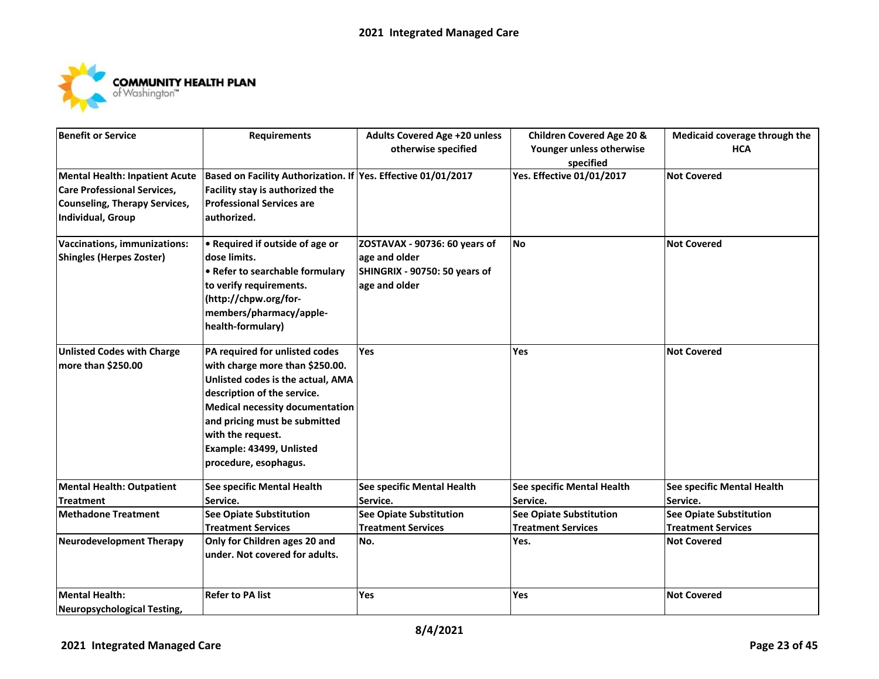| Benefit or Service | Requirements | Adults Covered Age +20 unless otherwise specified | Children Covered Age 20 & Younger unless otherwise specified | Medicaid coverage through the HCA |
|---|---|---|---|---|
| **Mental Health: Inpatient Acute Care Professional Services, Counseling, Therapy Services, Individual, Group** | **Based on Facility Authorization. If Facility stay is authorized the Professional Services are authorized.** | **Yes. Effective 01/01/2017** | **Yes. Effective 01/01/2017** | **Not Covered** |
| **Vaccinations, immunizations: Shingles (Herpes Zoster)** | **• Required if outside of age or dose limits.<br>• Refer to searchable formulary to verify requirements. (http://chpw.org/for-members/pharmacy/apple-health-formulary)** | **ZOSTAVAX - 90736: 60 years of age and older<br>SHINGRIX - 90750: 50 years of age and older** | **No** | **Not Covered** |
| **Unlisted Codes with Charge more than $250.00** | **PA required for unlisted codes with charge more than $250.00. Unlisted codes is the actual, AMA description of the service. Medical necessity documentation and pricing must be submitted with the request.<br>Example: 43499, Unlisted procedure, esophagus.** | **Yes** | **Yes** | **Not Covered** |
| **Mental Health: Outpatient Treatment** | **See specific Mental Health Service.** | **See specific Mental Health Service.** | **See specific Mental Health Service.** | **See specific Mental Health Service.** |
| **Methadone Treatment** | **See Opiate Substitution Treatment Services** | **See Opiate Substitution Treatment Services** | **See Opiate Substitution Treatment Services** | **See Opiate Substitution Treatment Services** |
| **Neurodevelopment Therapy** | **Only for Children ages 20 and under. Not covered for adults.** | **No.** | **Yes.** | **Not Covered** |
| **Mental Health: Neuropsychological Testing,** | **Refer to PA list** | **Yes** | **Yes** | **Not Covered** |

**8/4/2021**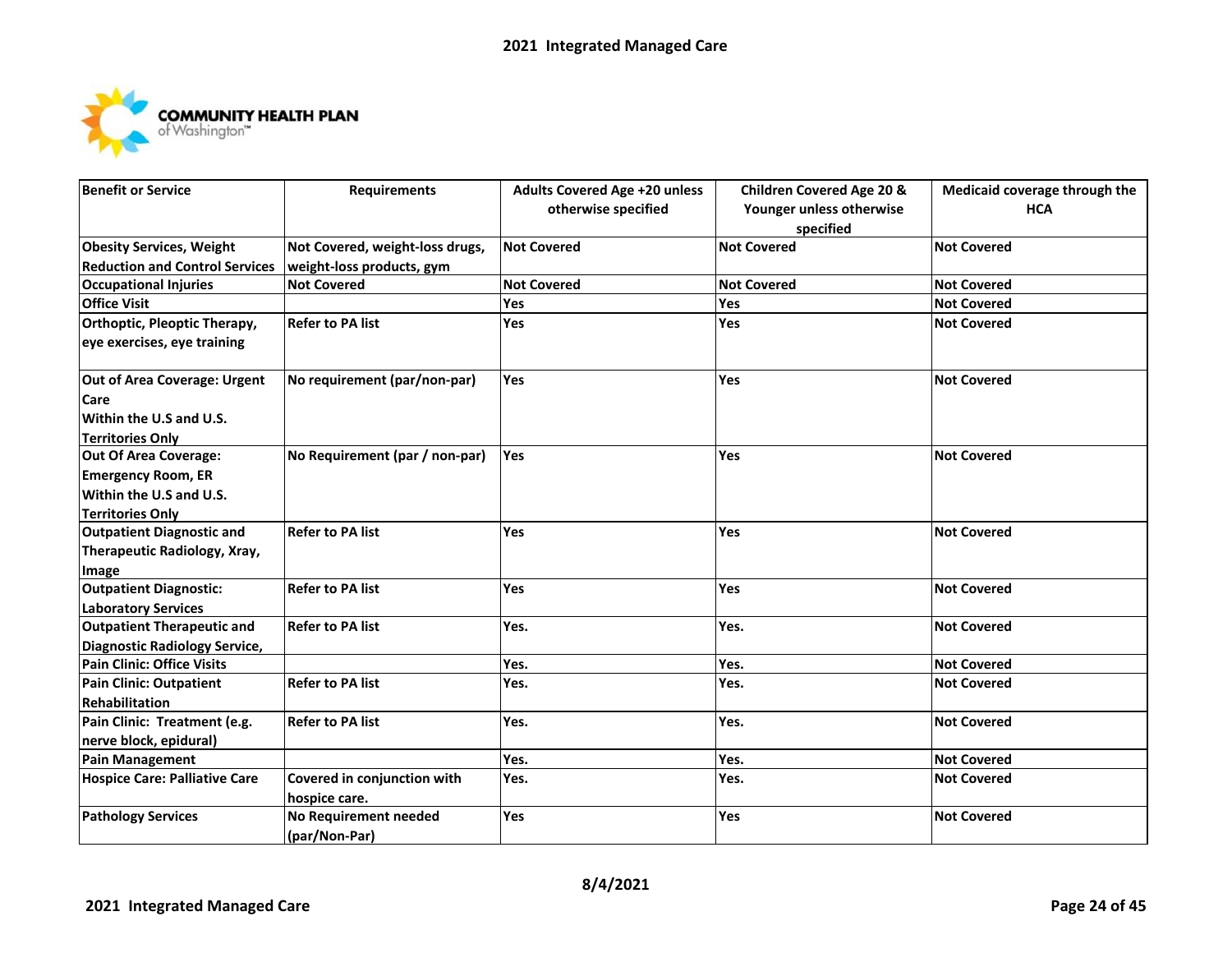| Benefit or Service | Requirements | Adults Covered Age +20 unless otherwise specified | Children Covered Age 20 & Younger unless otherwise specified | Medicaid coverage through the HCA |
|---|---|---|---|---|
| Obesity Services, Weight Reduction and Control Services | Not Covered, weight-loss drugs, weight-loss products, gym | Not Covered | Not Covered | Not Covered |
| Occupational Injuries | Not Covered | Not Covered | Not Covered | Not Covered |
| Office Visit | | Yes | Yes | Not Covered |
| Orthoptic, Pleoptic Therapy, eye exercises, eye training | Refer to PA list | Yes | Yes | Not Covered |
| Out of Area Coverage: Urgent Care Within the U.S and U.S. Territories Only | No requirement (par/non-par) | Yes | Yes | Not Covered |
| Out Of Area Coverage: Emergency Room, ER Within the U.S and U.S. Territories Only | No Requirement (par / non-par) | Yes | Yes | Not Covered |
| Outpatient Diagnostic and Therapeutic Radiology, Xray, Image | Refer to PA list | Yes | Yes | Not Covered |
| Outpatient Diagnostic: Laboratory Services | Refer to PA list | Yes | Yes | Not Covered |
| Outpatient Therapeutic and Diagnostic Radiology Service, | Refer to PA list | Yes. | Yes. | Not Covered |
| Pain Clinic: Office Visits | | Yes. | Yes. | Not Covered |
| Pain Clinic: Outpatient Rehabilitation | Refer to PA list | Yes. | Yes. | Not Covered |
| Pain Clinic: Treatment (e.g. nerve block, epidural) | Refer to PA list | Yes. | Yes. | Not Covered |
| Pain Management | | Yes. | Yes. | Not Covered |
| Hospice Care: Palliative Care | Covered in conjunction with hospice care. | Yes. | Yes. | Not Covered |
| Pathology Services | No Requirement needed (par/Non-Par) | Yes | Yes | Not Covered |

8/4/2021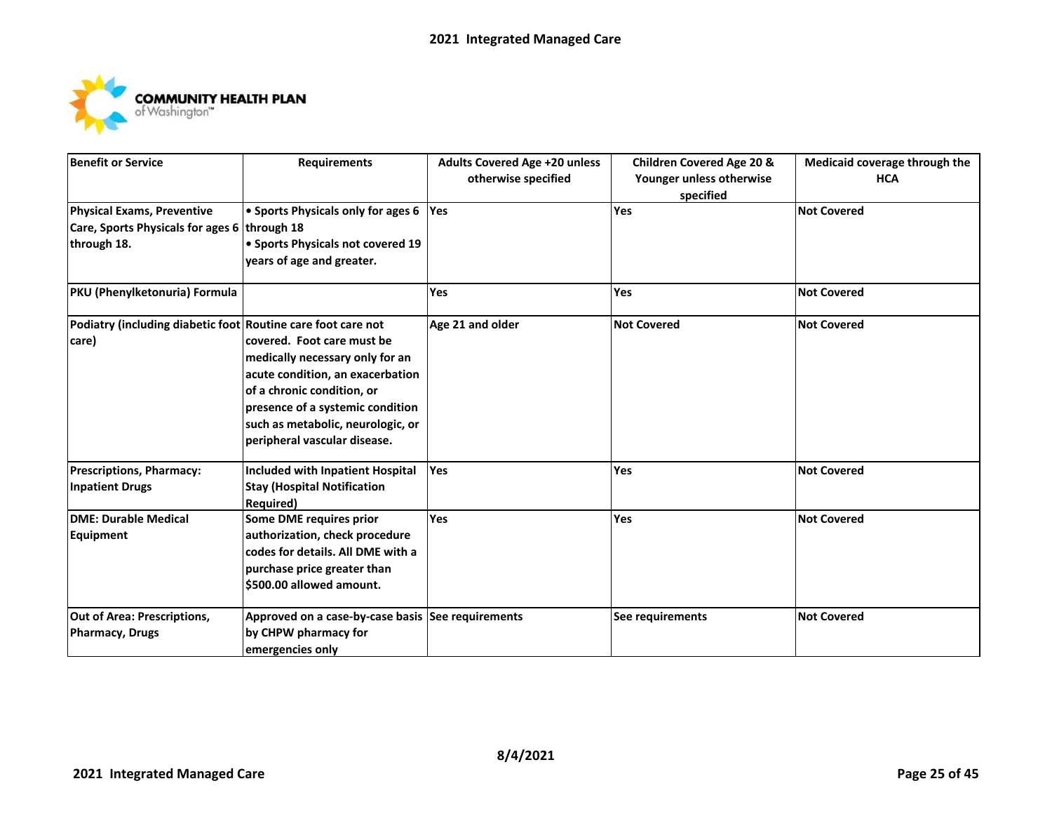| Benefit or Service | Requirements | Adults Covered Age +20 unless otherwise specified | Children Covered Age 20 & Younger unless otherwise specified | Medicaid coverage through the HCA |
|---|---|---|---|---|
| Physical Exams, Preventive Care, Sports Physicals for ages 6 through 18. | • Sports Physicals only for ages 6 through 18<br>• Sports Physicals not covered 19 years of age and greater. | Yes | Yes | Not Covered |
| PKU (Phenylketonuria) Formula | | Yes | Yes | Not Covered |
| Podiatry (including diabetic foot care) | Routine care foot care not covered. Foot care must be medically necessary only for an acute condition, an exacerbation of a chronic condition, or presence of a systemic condition such as metabolic, neurologic, or peripheral vascular disease. | Age 21 and older | Not Covered | Not Covered |
| Prescriptions, Pharmacy: Inpatient Drugs | Included with Inpatient Hospital Stay (Hospital Notification Required) | Yes | Yes | Not Covered |
| DME: Durable Medical Equipment | Some DME requires prior authorization, check procedure codes for details. All DME with a purchase price greater than $500.00 allowed amount. | Yes | Yes | Not Covered |
| Out of Area: Prescriptions, Pharmacy, Drugs | Approved on a case-by-case basis by CHPW pharmacy for emergencies only | See requirements | See requirements | Not Covered |

8/4/2021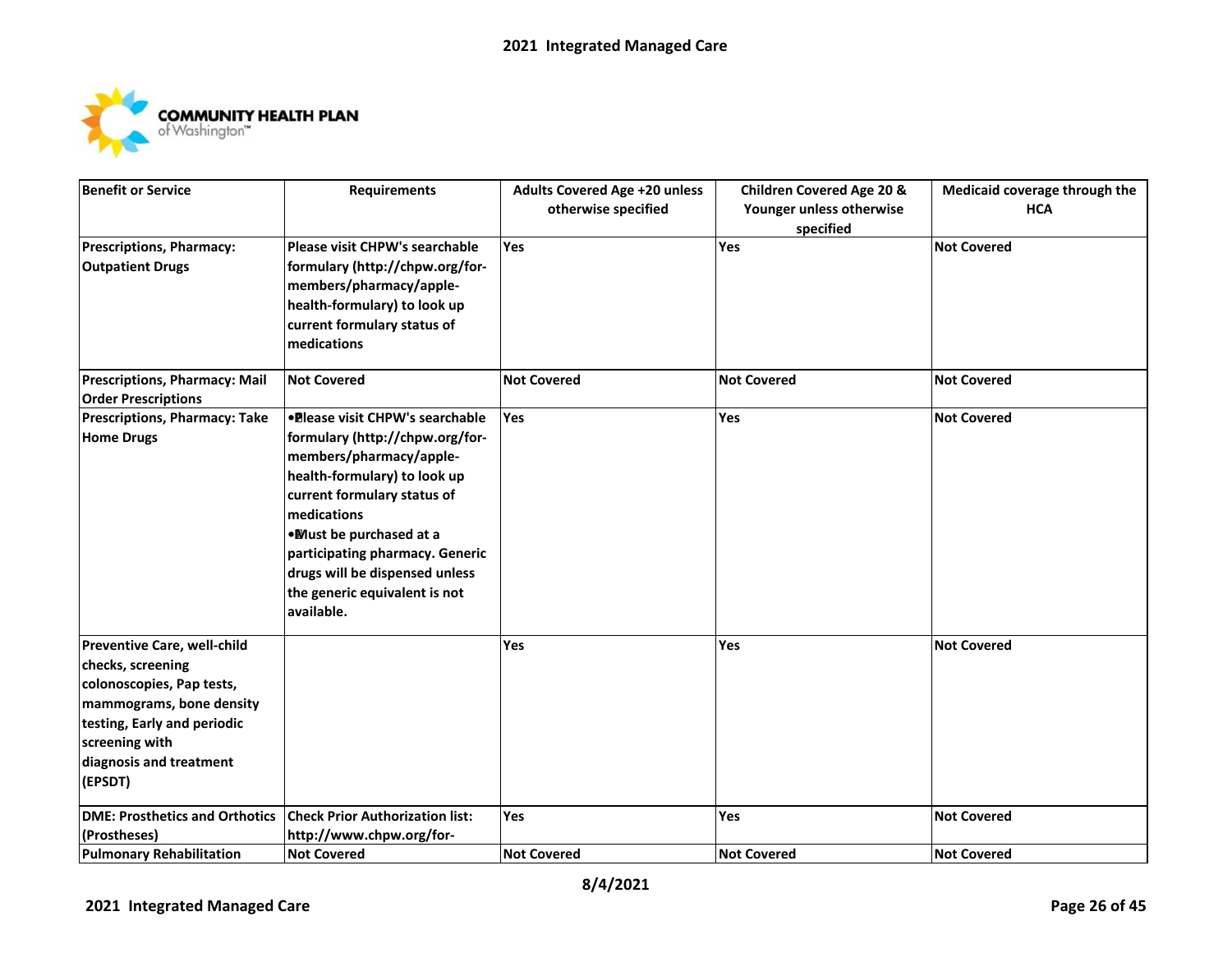| Benefit or Service | Requirements | Adults Covered Age +20 unless otherwise specified | Children Covered Age 20 & Younger unless otherwise specified | Medicaid coverage through the HCA |
|---|---|---|---|---|
| Prescriptions, Pharmacy: Outpatient Drugs | Please visit CHPW's searchable formulary (http://chpw.org/for-members/pharmacy/apple-health-formulary) to look up current formulary status of medications | Yes | Yes | Not Covered |
| Prescriptions, Pharmacy: Mail Order Prescriptions | Not Covered | Not Covered | Not Covered | Not Covered |
| Prescriptions, Pharmacy: Take Home Drugs | • Please visit CHPW's searchable formulary (http://chpw.org/for-members/pharmacy/apple-health-formulary) to look up current formulary status of medications<br>• Must be purchased at a participating pharmacy. Generic drugs will be dispensed unless the generic equivalent is not available. | Yes | Yes | Not Covered |
| Preventive Care, well-child checks, screening colonoscopies, Pap tests, mammograms, bone density testing, Early and periodic screening with diagnosis and treatment (EPSDT) | | Yes | Yes | Not Covered |
| DME: Prosthetics and Orthotics (Prostheses) | Check Prior Authorization list: http://www.chpw.org/for- | Yes | Yes | Not Covered |
| Pulmonary Rehabilitation | Not Covered | Not Covered | Not Covered | Not Covered |

8/4/2021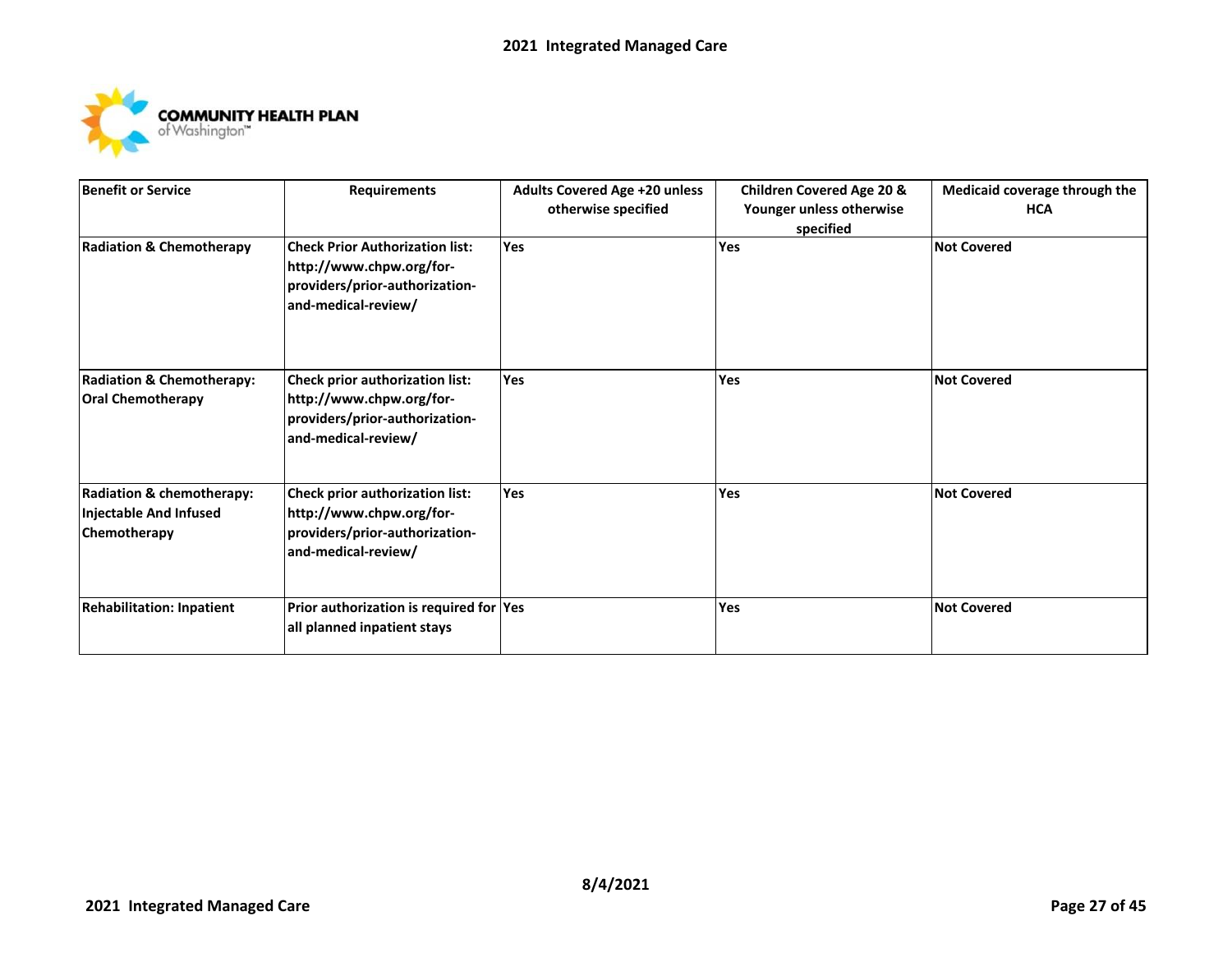| Benefit or Service | Requirements | Adults Covered Age +20 unless otherwise specified | Children Covered Age 20 & Younger unless otherwise specified | Medicaid coverage through the HCA |
|---|---|---|---|---|
| **Radiation & Chemotherapy** | **Check Prior Authorization list: http://www.chpw.org/for-providers/prior-authorization-and-medical-review/** | **Yes** | **Yes** | **Not Covered** |
| **Radiation & Chemotherapy: Oral Chemotherapy** | **Check prior authorization list: http://www.chpw.org/for-providers/prior-authorization-and-medical-review/** | **Yes** | **Yes** | **Not Covered** |
| **Radiation & chemotherapy: Injectable And Infused Chemotherapy** | **Check prior authorization list: http://www.chpw.org/for-providers/prior-authorization-and-medical-review/** | **Yes** | **Yes** | **Not Covered** |
| **Rehabilitation: Inpatient** | **Prior authorization is required for all planned inpatient stays** | **Yes** | **Yes** | **Not Covered** |

**8/4/2021**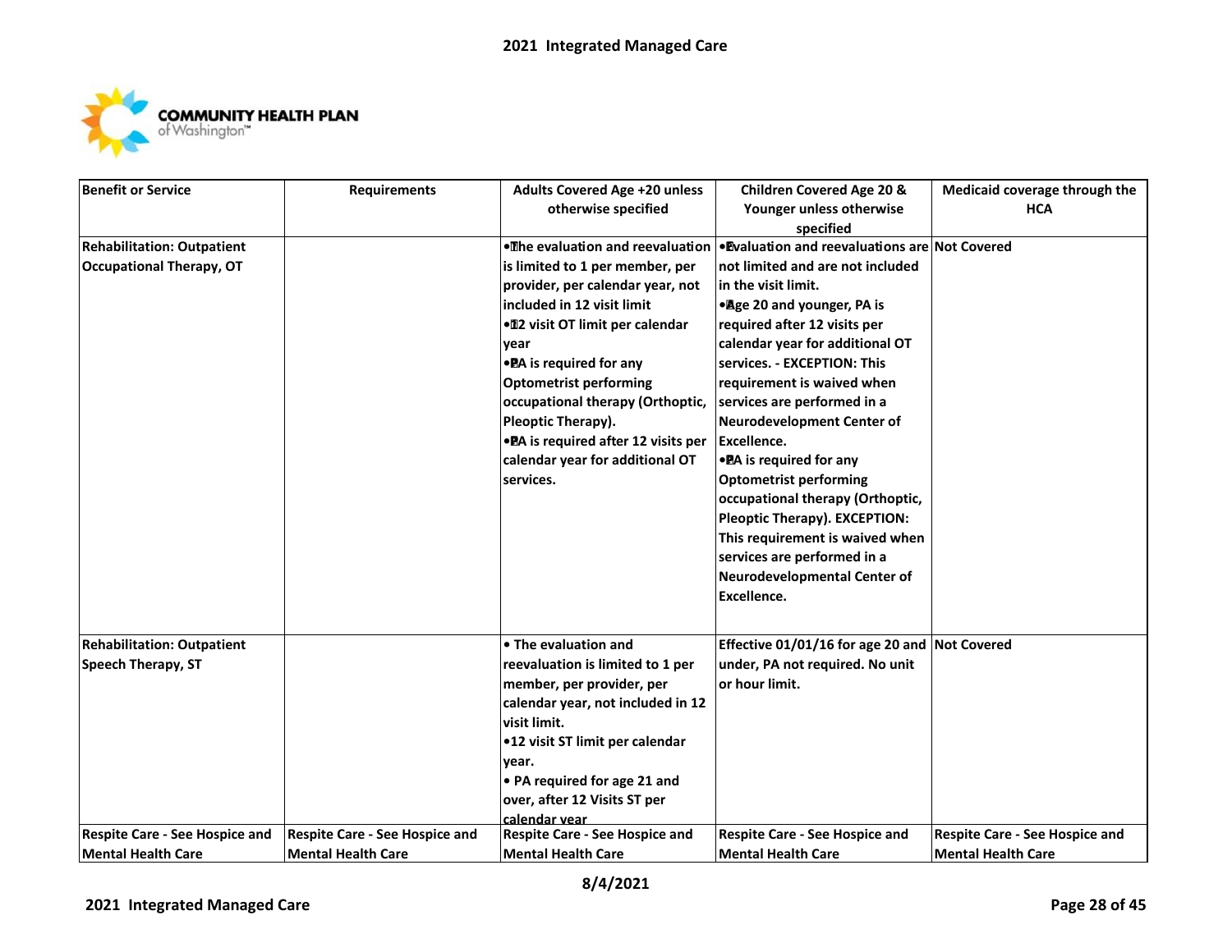| Benefit or Service | Requirements | Adults Covered Age +20 unless otherwise specified | Children Covered Age 20 & Younger unless otherwise specified | Medicaid coverage through the HCA |
|---|---|---|---|---|
| Rehabilitation: Outpatient Occupational Therapy, OT | | • The evaluation and reevaluation is limited to 1 per member, per provider, per calendar year, not included in 12 visit limit<br>• 12 visit OT limit per calendar year<br>• PA is required for any Optometrist performing occupational therapy (Orthoptic, Pleoptic Therapy).<br>• PA is required after 12 visits per calendar year for additional OT services. | • Evaluation and reevaluations are not limited and are not included in the visit limit.<br>• Age 20 and younger, PA is required after 12 visits per calendar year for additional OT services. - EXCEPTION: This requirement is waived when services are performed in a Neurodevelopment Center of Excellence.<br>• PA is required for any Optometrist performing occupational therapy (Orthoptic, Pleoptic Therapy). EXCEPTION: This requirement is waived when services are performed in a Neurodevelopmental Center of Excellence. | Not Covered |
| Rehabilitation: Outpatient Speech Therapy, ST | | • The evaluation and reevaluation is limited to 1 per member, per provider, per calendar year, not included in 12 visit limit.<br>• 12 visit ST limit per calendar year.<br>• PA required for age 21 and over, after 12 Visits ST per calendar year | Effective 01/01/16 for age 20 and under, PA not required. No unit or hour limit. | Not Covered |
| Respite Care - See Hospice and Mental Health Care | Respite Care - See Hospice and Mental Health Care | Respite Care - See Hospice and Mental Health Care | Respite Care - See Hospice and Mental Health Care | Respite Care - See Hospice and Mental Health Care |

8/4/2021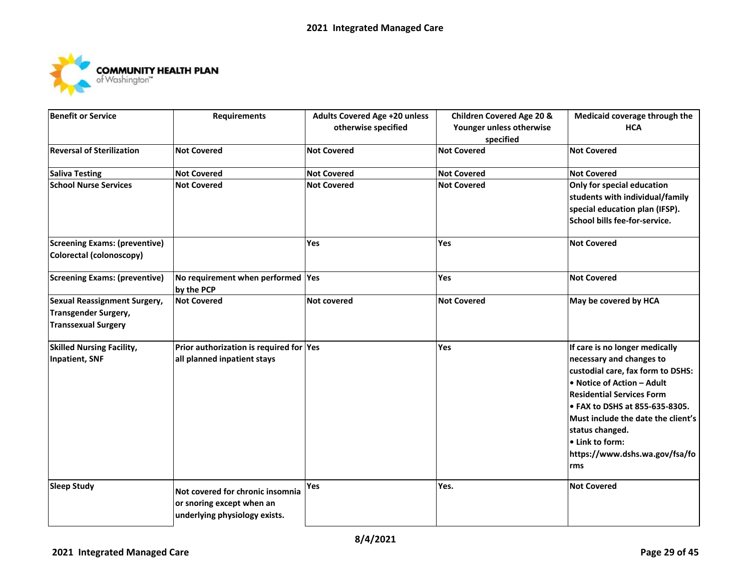| Benefit or Service | Requirements | Adults Covered Age +20 unless otherwise specified | Children Covered Age 20 & Younger unless otherwise specified | Medicaid coverage through the HCA |
|---|---|---|---|---|
| Reversal of Sterilization | Not Covered | Not Covered | Not Covered | Not Covered |
| Saliva Testing | Not Covered | Not Covered | Not Covered | Not Covered |
| School Nurse Services | Not Covered | Not Covered | Not Covered | Only for special education students with individual/family special education plan (IFSP). School bills fee-for-service. |
| Screening Exams: (preventive) Colorectal (colonoscopy) | | Yes | Yes | Not Covered |
| Screening Exams: (preventive) | No requirement when performed by the PCP | Yes | Yes | Not Covered |
| Sexual Reassignment Surgery, Transgender Surgery, Transsexual Surgery | Not Covered | Not covered | Not Covered | May be covered by HCA |
| Skilled Nursing Facility, Inpatient, SNF | Prior authorization is required for all planned inpatient stays | Yes | Yes | If care is no longer medically necessary and changes to custodial care, fax form to DSHS:<br>• Notice of Action – Adult Residential Services Form<br>• FAX to DSHS at 855-635-8305. Must include the date the client's status changed.<br>• Link to form: https://www.dshs.wa.gov/fsa/forms |
| Sleep Study | Not covered for chronic insomnia or snoring except when an underlying physiology exists. | Yes | Yes. | Not Covered |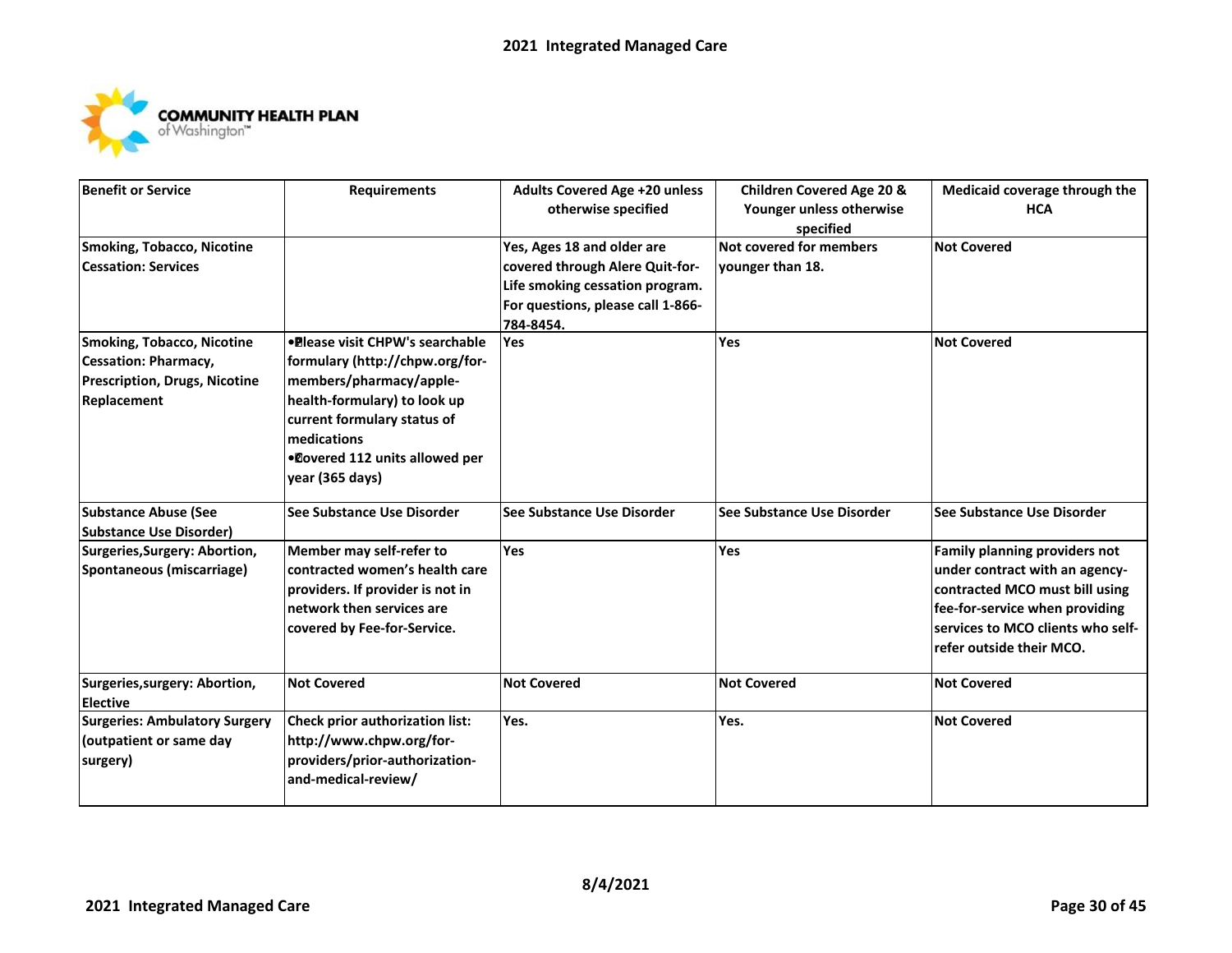| Benefit or Service | Requirements | Adults Covered Age +20 unless otherwise specified | Children Covered Age 20 & Younger unless otherwise specified | Medicaid coverage through the HCA |
|---|---|---|---|---|
| Smoking, Tobacco, Nicotine Cessation: Services | | Yes, Ages 18 and older are covered through Alere Quit-for-Life smoking cessation program. For questions, please call 1-866-784-8454. | Not covered for members younger than 18. | Not Covered |
| Smoking, Tobacco, Nicotine Cessation: Pharmacy, Prescription, Drugs, Nicotine Replacement | • Please visit CHPW's searchable formulary (http://chpw.org/for-members/pharmacy/apple-health-formulary) to look up current formulary status of medications<br>• Covered 112 units allowed per year (365 days) | Yes | Yes | Not Covered |
| Substance Abuse (See Substance Use Disorder) | See Substance Use Disorder | See Substance Use Disorder | See Substance Use Disorder | See Substance Use Disorder |
| Surgeries,Surgery: Abortion, Spontaneous (miscarriage) | Member may self-refer to contracted women's health care providers. If provider is not in network then services are covered by Fee-for-Service. | Yes | Yes | Family planning providers not under contract with an agency-contracted MCO must bill using fee-for-service when providing services to MCO clients who self-refer outside their MCO. |
| Surgeries,surgery: Abortion, Elective | Not Covered | Not Covered | Not Covered | Not Covered |
| Surgeries: Ambulatory Surgery (outpatient or same day surgery) | Check prior authorization list: http://www.chpw.org/for-providers/prior-authorization-and-medical-review/ | Yes. | Yes. | Not Covered |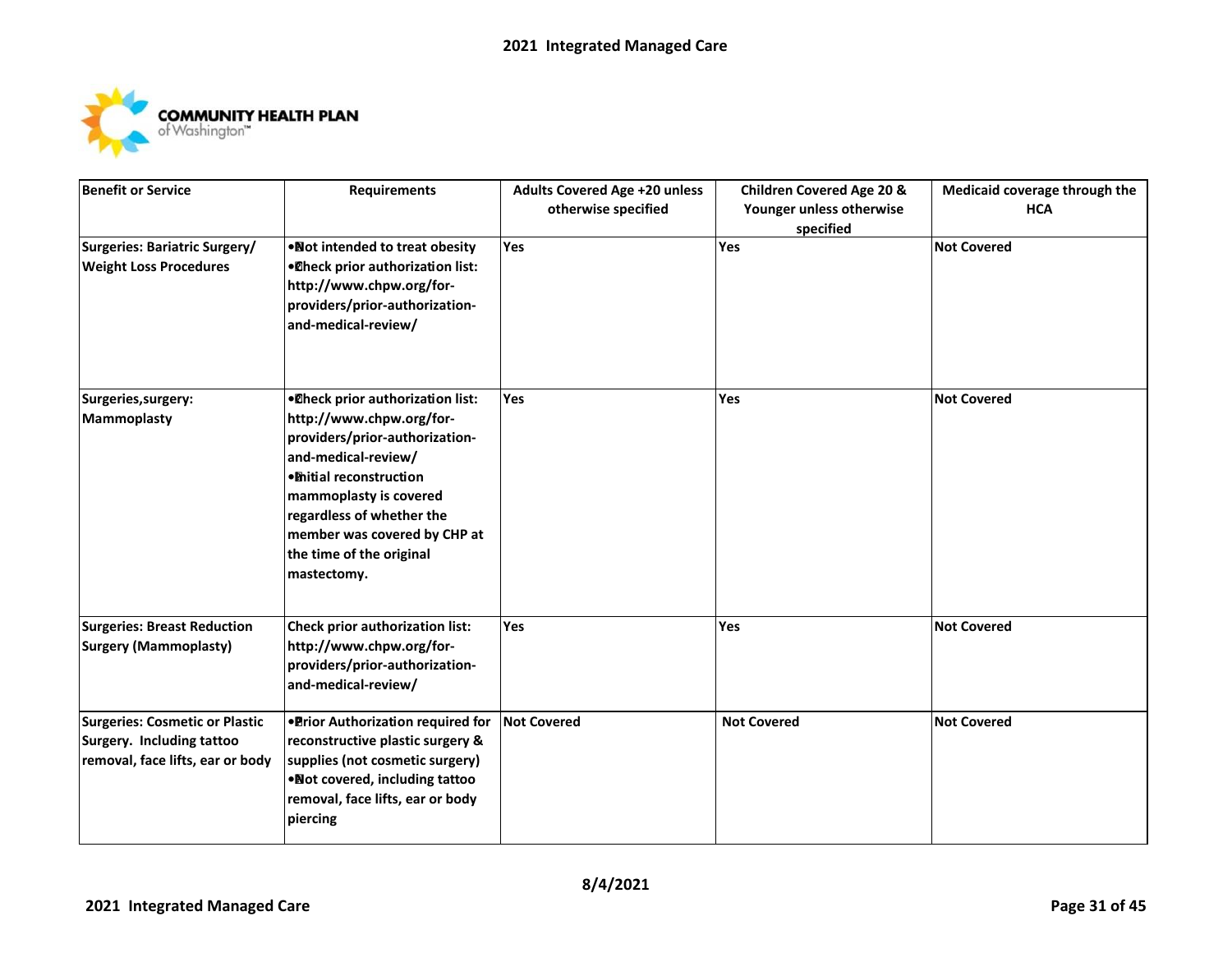| Benefit or Service | Requirements | Adults Covered Age +20 unless otherwise specified | Children Covered Age 20 & Younger unless otherwise specified | Medicaid coverage through the HCA |
|---|---|---|---|---|
| **Surgeries: Bariatric Surgery/ Weight Loss Procedures** | • Not intended to treat obesity<br>• Check prior authorization list: http://www.chpw.org/for-providers/prior-authorization-and-medical-review/ | Yes | Yes | Not Covered |
| **Surgeries,surgery: Mammoplasty** | • Check prior authorization list: http://www.chpw.org/for-providers/prior-authorization-and-medical-review/<br>• Initial reconstruction mammoplasty is covered regardless of whether the member was covered by CHP at the time of the original mastectomy. | Yes | Yes | Not Covered |
| **Surgeries: Breast Reduction Surgery (Mammoplasty)** | Check prior authorization list: http://www.chpw.org/for-providers/prior-authorization-and-medical-review/ | Yes | Yes | Not Covered |
| **Surgeries: Cosmetic or Plastic Surgery. Including tattoo removal, face lifts, ear or body** | • Prior Authorization required for reconstructive plastic surgery & supplies (not cosmetic surgery)<br>• Not covered, including tattoo removal, face lifts, ear or body piercing | Not Covered | Not Covered | Not Covered |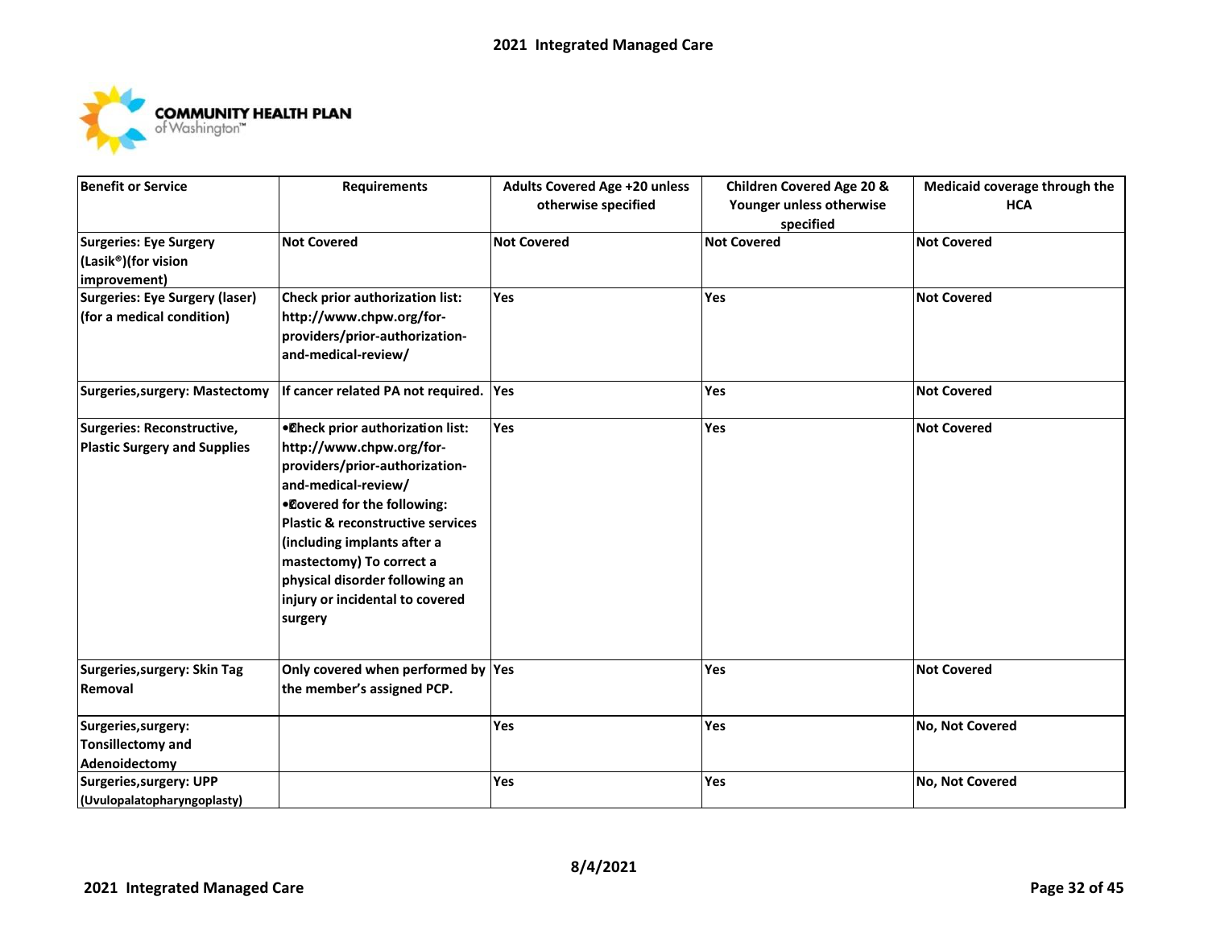| Benefit or Service | Requirements | Adults Covered Age +20 unless otherwise specified | Children Covered Age 20 & Younger unless otherwise specified | Medicaid coverage through the HCA |
|---|---|---|---|---|
| Surgeries: Eye Surgery (Lasik®)(for vision improvement) | Not Covered | Not Covered | Not Covered | Not Covered |
| Surgeries: Eye Surgery (laser) (for a medical condition) | Check prior authorization list: http://www.chpw.org/for-providers/prior-authorization-and-medical-review/ | Yes | Yes | Not Covered |
| Surgeries,surgery: Mastectomy | If cancer related PA not required. | Yes | Yes | Not Covered |
| Surgeries: Reconstructive, Plastic Surgery and Supplies | • Check prior authorization list: http://www.chpw.org/for-providers/prior-authorization-and-medical-review/ • Covered for the following: Plastic & reconstructive services (including implants after a mastectomy) To correct a physical disorder following an injury or incidental to covered surgery | Yes | Yes | Not Covered |
| Surgeries,surgery: Skin Tag Removal | Only covered when performed by the member's assigned PCP. | Yes | Yes | Not Covered |
| Surgeries,surgery: Tonsillectomy and Adenoidectomy | | Yes | Yes | No, Not Covered |
| Surgeries,surgery: UPP (Uvulopalatopharyngoplasty) | | Yes | Yes | No, Not Covered |

8/4/2021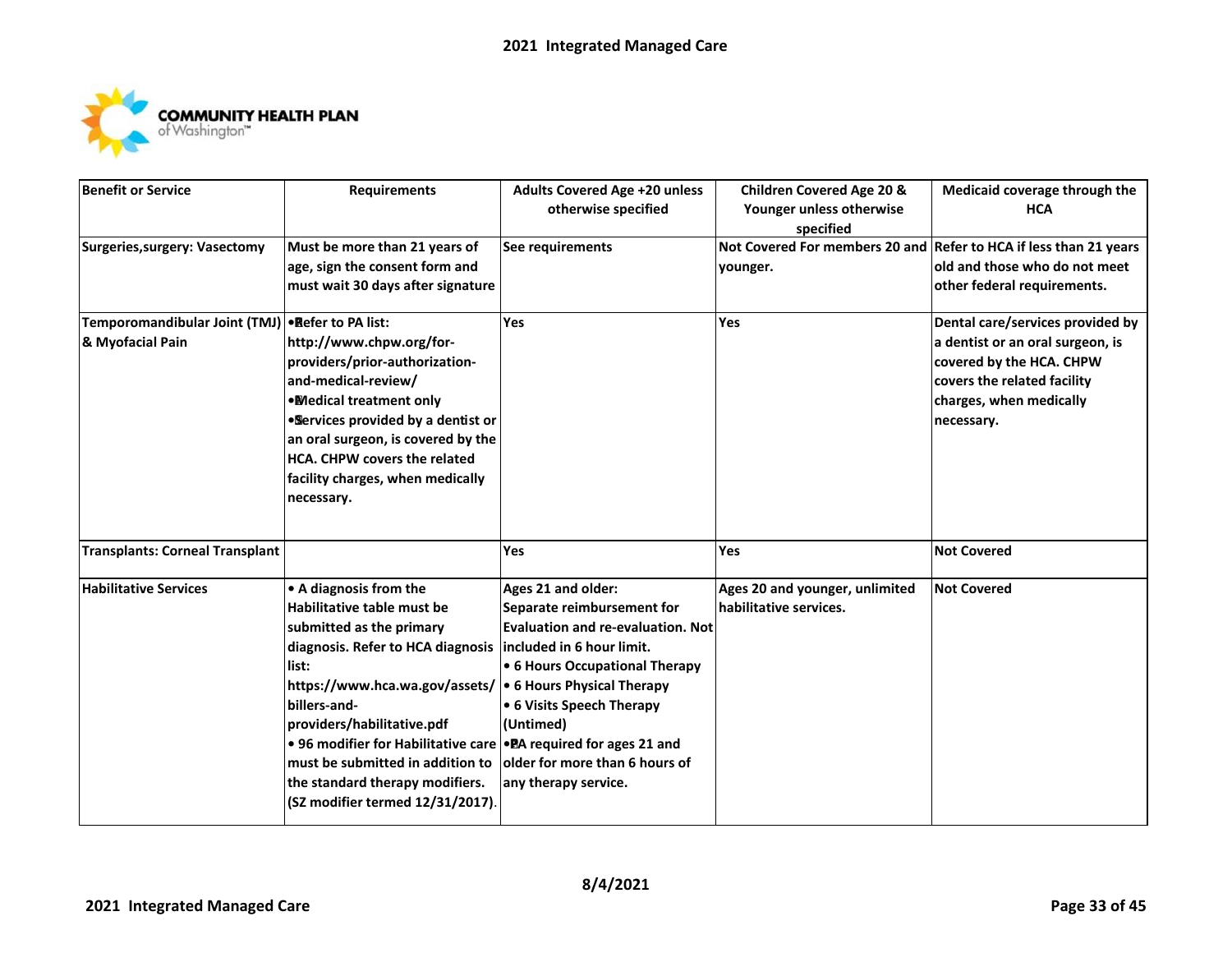| Benefit or Service | Requirements | Adults Covered Age +20 unless otherwise specified | Children Covered Age 20 & Younger unless otherwise specified | Medicaid coverage through the HCA |
|---|---|---|---|---|
| Surgeries,surgery: Vasectomy | Must be more than 21 years of age, sign the consent form and must wait 30 days after signature | See requirements | Not Covered For members 20 and younger. | Refer to HCA if less than 21 years old and those who do not meet other federal requirements. |
| Temporomandibular Joint (TMJ) & Myofacial Pain | • Refer to PA list: http://www.chpw.org/for-providers/prior-authorization-and-medical-review/ <br> • Medical treatment only <br> • Services provided by a dentist or an oral surgeon, is covered by the HCA. CHPW covers the related facility charges, when medically necessary. | Yes | Yes | Dental care/services provided by a dentist or an oral surgeon, is covered by the HCA. CHPW covers the related facility charges, when medically necessary. |
| Transplants: Corneal Transplant | | Yes | Yes | Not Covered |
| Habilitative Services | • A diagnosis from the Habilitative table must be submitted as the primary diagnosis. Refer to HCA diagnosis list: https://www.hca.wa.gov/assets/billers-and-providers/habilitative.pdf <br> • 96 modifier for Habilitative care must be submitted in addition to the standard therapy modifiers. (SZ modifier termed 12/31/2017). | Ages 21 and older: Separate reimbursement for Evaluation and re-evaluation. Not included in 6 hour limit. <br> • 6 Hours Occupational Therapy <br> • 6 Hours Physical Therapy <br> • 6 Visits Speech Therapy (Untimed) <br> • PA required for ages 21 and older for more than 6 hours of any therapy service. | Ages 20 and younger, unlimited habilitative services. | Not Covered |

8/4/2021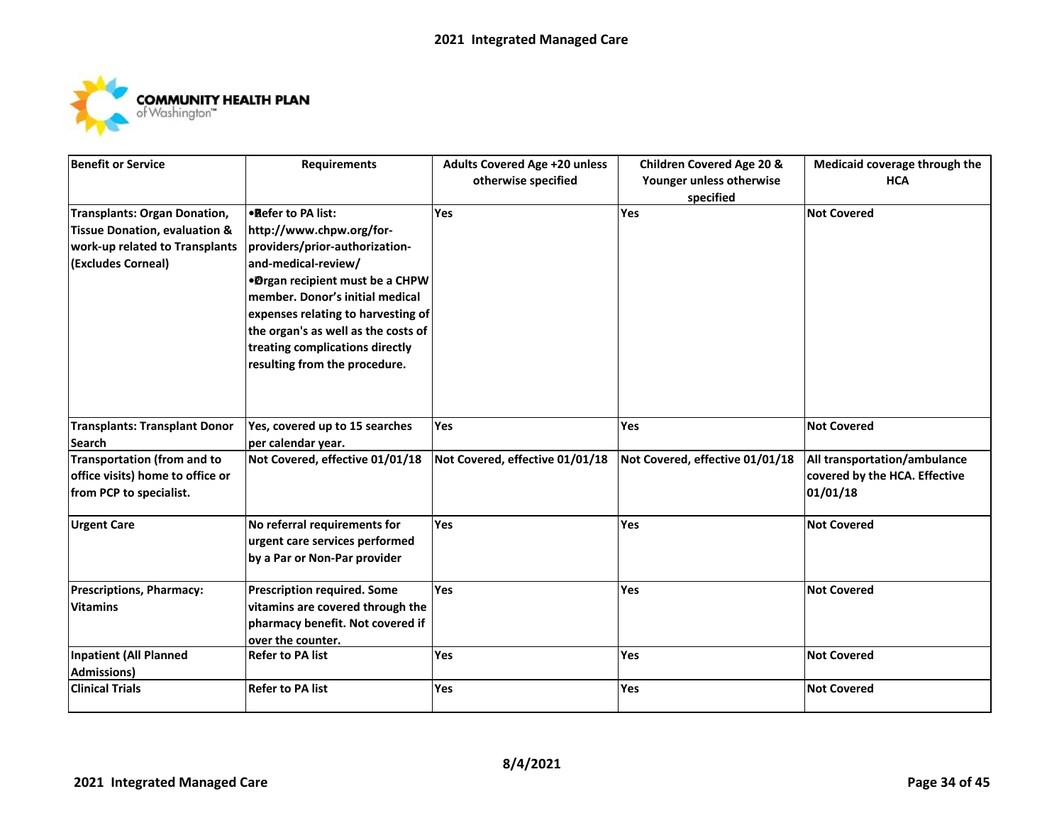| Benefit or Service | Requirements | Adults Covered Age +20 unless otherwise specified | Children Covered Age 20 & Younger unless otherwise specified | Medicaid coverage through the HCA |
|---|---|---|---|---|
| Transplants: Organ Donation, Tissue Donation, evaluation & work-up related to Transplants (Excludes Corneal) | • Refer to PA list: http://www.chpw.org/for-providers/prior-authorization-and-medical-review/ • Organ recipient must be a CHPW member. Donor's initial medical expenses relating to harvesting of the organ's as well as the costs of treating complications directly resulting from the procedure. | Yes | Yes | Not Covered |
| Transplants: Transplant Donor Search | Yes, covered up to 15 searches per calendar year. | Yes | Yes | Not Covered |
| Transportation (from and to office visits) home to office or from PCP to specialist. | Not Covered, effective 01/01/18 | Not Covered, effective 01/01/18 | Not Covered, effective 01/01/18 | All transportation/ambulance covered by the HCA. Effective 01/01/18 |
| Urgent Care | No referral requirements for urgent care services performed by a Par or Non-Par provider | Yes | Yes | Not Covered |
| Prescriptions, Pharmacy: Vitamins | Prescription required. Some vitamins are covered through the pharmacy benefit. Not covered if over the counter. | Yes | Yes | Not Covered |
| Inpatient (All Planned Admissions) | Refer to PA list | Yes | Yes | Not Covered |
| Clinical Trials | Refer to PA list | Yes | Yes | Not Covered |

8/4/2021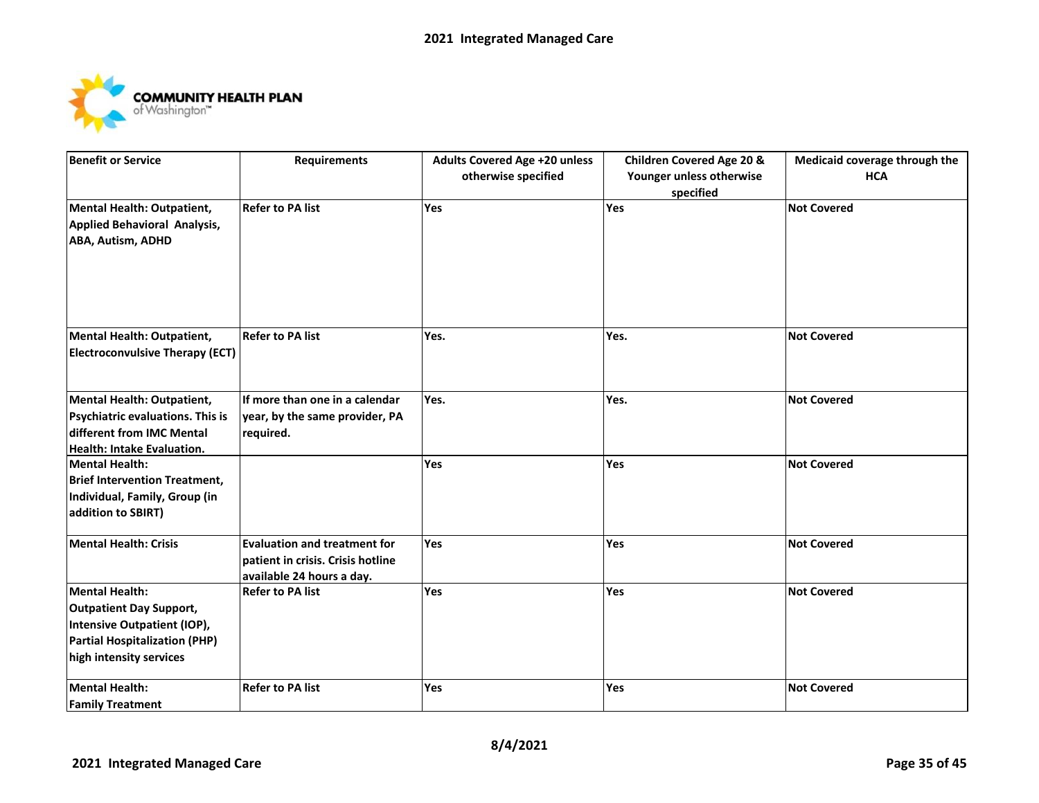| Benefit or Service | Requirements | Adults Covered Age +20 unless otherwise specified | Children Covered Age 20 & Younger unless otherwise specified | Medicaid coverage through the HCA |
|---|---|---|---|---|
| Mental Health: Outpatient, Applied Behavioral Analysis, ABA, Autism, ADHD | Refer to PA list | Yes | Yes | Not Covered |
| Mental Health: Outpatient, Electroconvulsive Therapy (ECT) | Refer to PA list | Yes. | Yes. | Not Covered |
| Mental Health: Outpatient, Psychiatric evaluations. This is different from IMC Mental Health: Intake Evaluation. | If more than one in a calendar year, by the same provider, PA required. | Yes. | Yes. | Not Covered |
| Mental Health: Brief Intervention Treatment, Individual, Family, Group (in addition to SBIRT) | | Yes | Yes | Not Covered |
| Mental Health: Crisis | Evaluation and treatment for patient in crisis. Crisis hotline available 24 hours a day. | Yes | Yes | Not Covered |
| Mental Health: Outpatient Day Support, Intensive Outpatient (IOP), Partial Hospitalization (PHP) high intensity services | Refer to PA list | Yes | Yes | Not Covered |
| Mental Health: Family Treatment | Refer to PA list | Yes | Yes | Not Covered |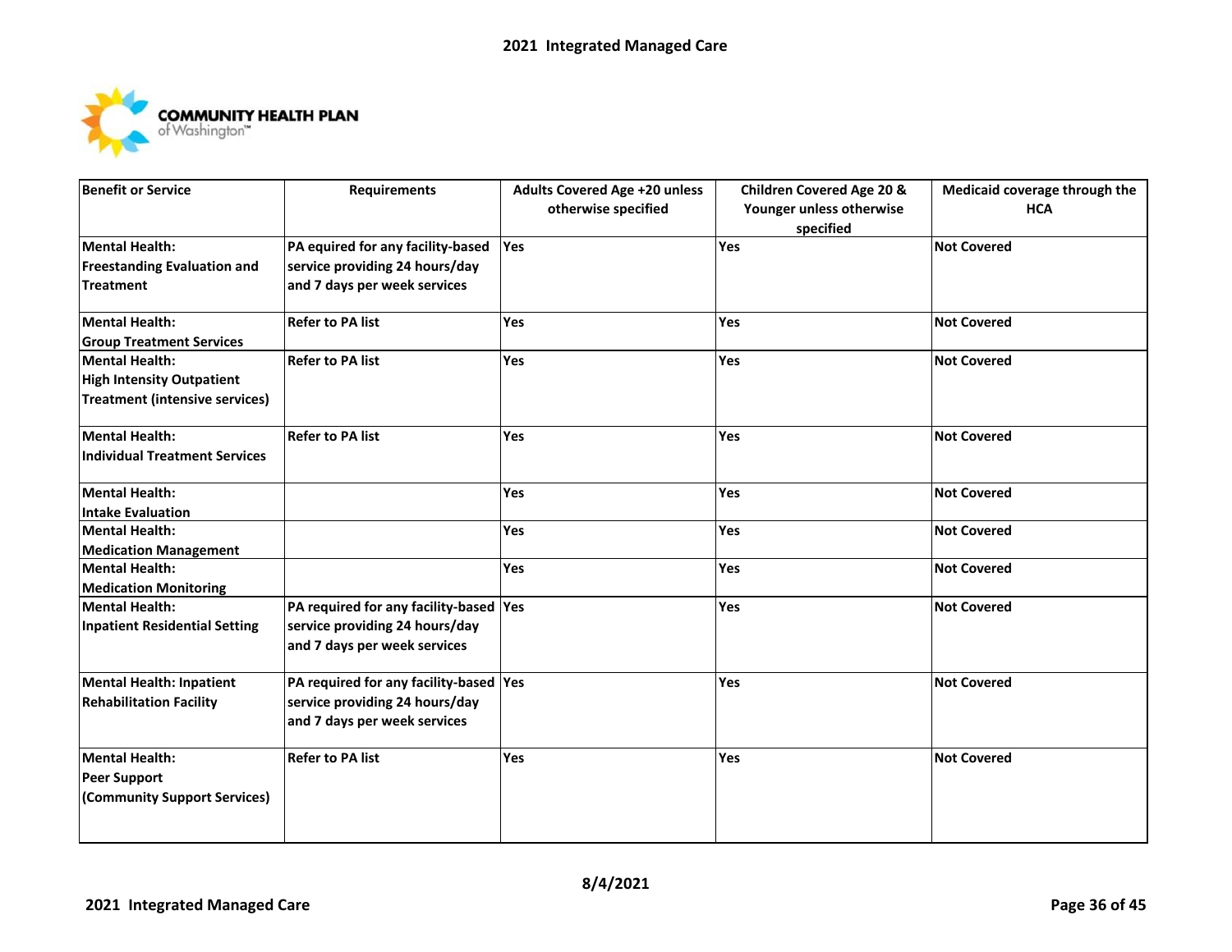# 2021 Integrated Managed Care

COMMUNITY HEALTH PLAN of Washington™

| Benefit or Service | Requirements | Adults Covered Age +20 unless otherwise specified | Children Covered Age 20 & Younger unless otherwise specified | Medicaid coverage through the HCA |
|---|---|---|---|---|
| Mental Health: Freestanding Evaluation and Treatment | PA equired for any facility-based service providing 24 hours/day and 7 days per week services | Yes | Yes | Not Covered |
| Mental Health: Group Treatment Services | Refer to PA list | Yes | Yes | Not Covered |
| Mental Health: High Intensity Outpatient Treatment (intensive services) | Refer to PA list | Yes | Yes | Not Covered |
| Mental Health: Individual Treatment Services | Refer to PA list | Yes | Yes | Not Covered |
| Mental Health: Intake Evaluation | | Yes | Yes | Not Covered |
| Mental Health: Medication Management | | Yes | Yes | Not Covered |
| Mental Health: Medication Monitoring | | Yes | Yes | Not Covered |
| Mental Health: Inpatient Residential Setting | PA required for any facility-based service providing 24 hours/day and 7 days per week services | Yes | Yes | Not Covered |
| Mental Health: Inpatient Rehabilitation Facility | PA required for any facility-based service providing 24 hours/day and 7 days per week services | Yes | Yes | Not Covered |
| Mental Health: Peer Support (Community Support Services) | Refer to PA list | Yes | Yes | Not Covered |

8/4/2021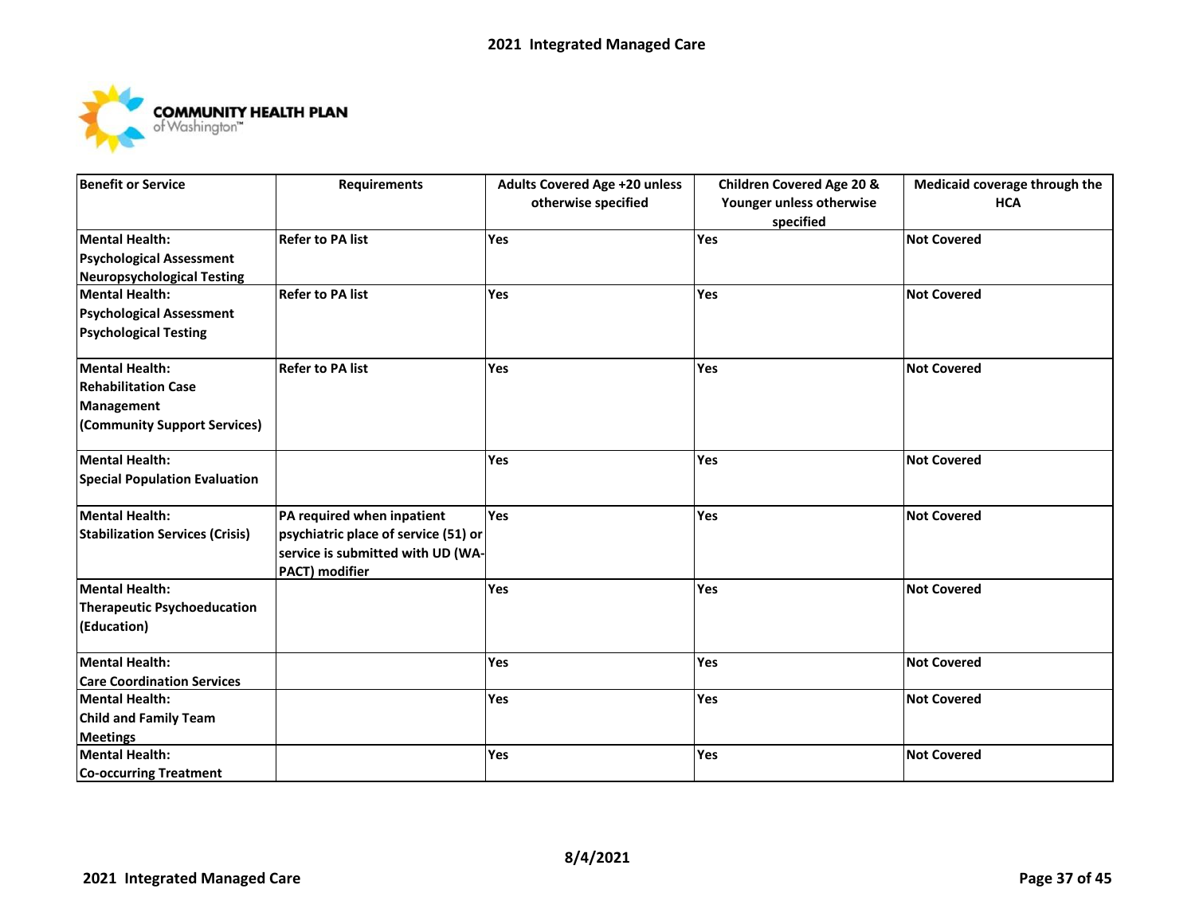| Benefit or Service | Requirements | Adults Covered Age +20 unless otherwise specified | Children Covered Age 20 & Younger unless otherwise specified | Medicaid coverage through the HCA |
|---|---|---|---|---|
| Mental Health: Psychological Assessment Neuropsychological Testing | Refer to PA list | Yes | Yes | Not Covered |
| Mental Health: Psychological Assessment Psychological Testing | Refer to PA list | Yes | Yes | Not Covered |
| Mental Health: Rehabilitation Case Management (Community Support Services) | Refer to PA list | Yes | Yes | Not Covered |
| Mental Health: Special Population Evaluation | | Yes | Yes | Not Covered |
| Mental Health: Stabilization Services (Crisis) | PA required when inpatient psychiatric place of service (51) or service is submitted with UD (WA-PACT) modifier | Yes | Yes | Not Covered |
| Mental Health: Therapeutic Psychoeducation (Education) | | Yes | Yes | Not Covered |
| Mental Health: Care Coordination Services | | Yes | Yes | Not Covered |
| Mental Health: Child and Family Team Meetings | | Yes | Yes | Not Covered |
| Mental Health: Co-occurring Treatment | | Yes | Yes | Not Covered |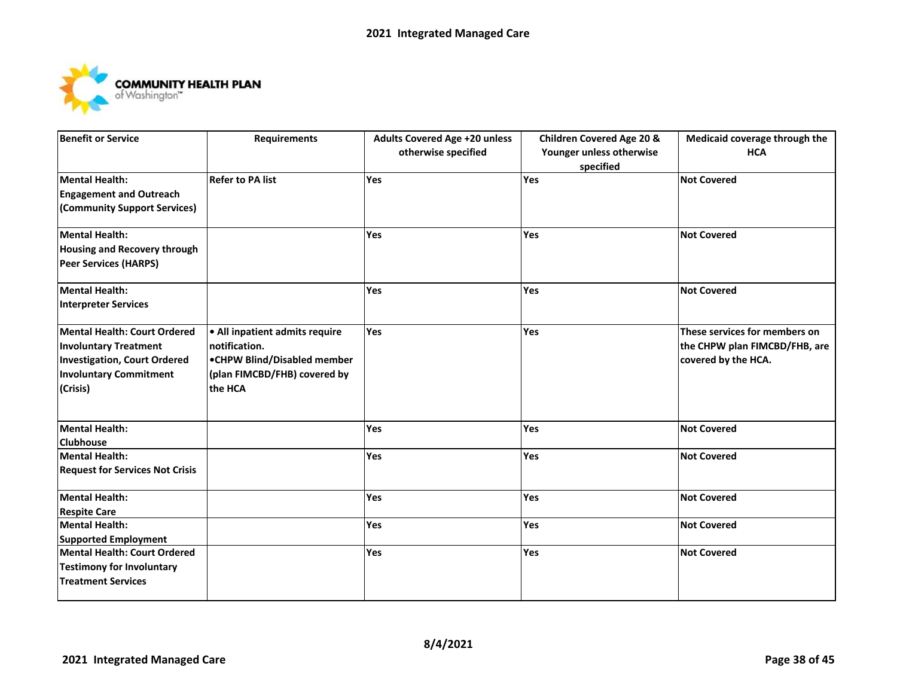| Benefit or Service | Requirements | Adults Covered Age +20 unless otherwise specified | Children Covered Age 20 & Younger unless otherwise specified | Medicaid coverage through the HCA |
| --- | --- | --- | --- | --- |
| **Mental Health: Engagement and Outreach (Community Support Services)** | **Refer to PA list** | **Yes** | **Yes** | **Not Covered** |
| **Mental Health: Housing and Recovery through Peer Services (HARPS)** | | **Yes** | **Yes** | **Not Covered** |
| **Mental Health: Interpreter Services** | | **Yes** | **Yes** | **Not Covered** |
| **Mental Health: Court Ordered Involuntary Treatment Investigation, Court Ordered Involuntary Commitment (Crisis)** | **• All inpatient admits require notification. •CHPW Blind/Disabled member (plan FIMCBD/FHB) covered by the HCA** | **Yes** | **Yes** | **These services for members on the CHPW plan FIMCBD/FHB, are covered by the HCA.** |
| **Mental Health: Clubhouse** | | **Yes** | **Yes** | **Not Covered** |
| **Mental Health: Request for Services Not Crisis** | | **Yes** | **Yes** | **Not Covered** |
| **Mental Health: Respite Care** | | **Yes** | **Yes** | **Not Covered** |
| **Mental Health: Supported Employment** | | **Yes** | **Yes** | **Not Covered** |
| **Mental Health: Court Ordered Testimony for Involuntary Treatment Services** | | **Yes** | **Yes** | **Not Covered** |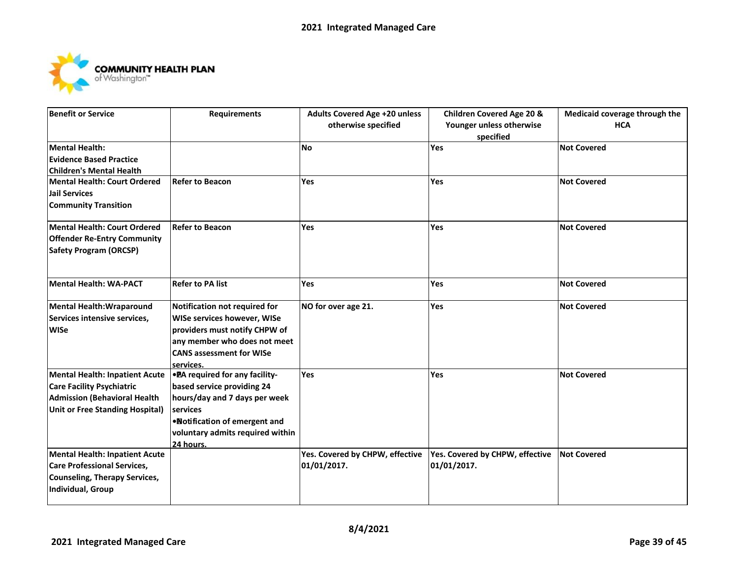| Benefit or Service | Requirements | Adults Covered Age +20 unless otherwise specified | Children Covered Age 20 & Younger unless otherwise specified | Medicaid coverage through the HCA |
|---|---|---|---|---|
| Mental Health: Evidence Based Practice Children's Mental Health | | No | Yes | Not Covered |
| Mental Health: Court Ordered Jail Services Community Transition | Refer to Beacon | Yes | Yes | Not Covered |
| Mental Health: Court Ordered Offender Re-Entry Community Safety Program (ORCSP) | Refer to Beacon | Yes | Yes | Not Covered |
| Mental Health: WA-PACT | Refer to PA list | Yes | Yes | Not Covered |
| Mental Health:Wraparound Services intensive services, WISe | Notification not required for WISe services however, WISe providers must notify CHPW of any member who does not meet CANS assessment for WISe services. | NO for over age 21. | Yes | Not Covered |
| Mental Health: Inpatient Acute Care Facility Psychiatric Admission (Behavioral Health Unit or Free Standing Hospital) | • PA required for any facility-based service providing 24 hours/day and 7 days per week services<br>• Notification of emergent and voluntary admits required within 24 hours. | Yes | Yes | Not Covered |
| Mental Health: Inpatient Acute Care Professional Services, Counseling, Therapy Services, Individual, Group | | Yes. Covered by CHPW, effective 01/01/2017. | Yes. Covered by CHPW, effective 01/01/2017. | Not Covered |

8/4/2021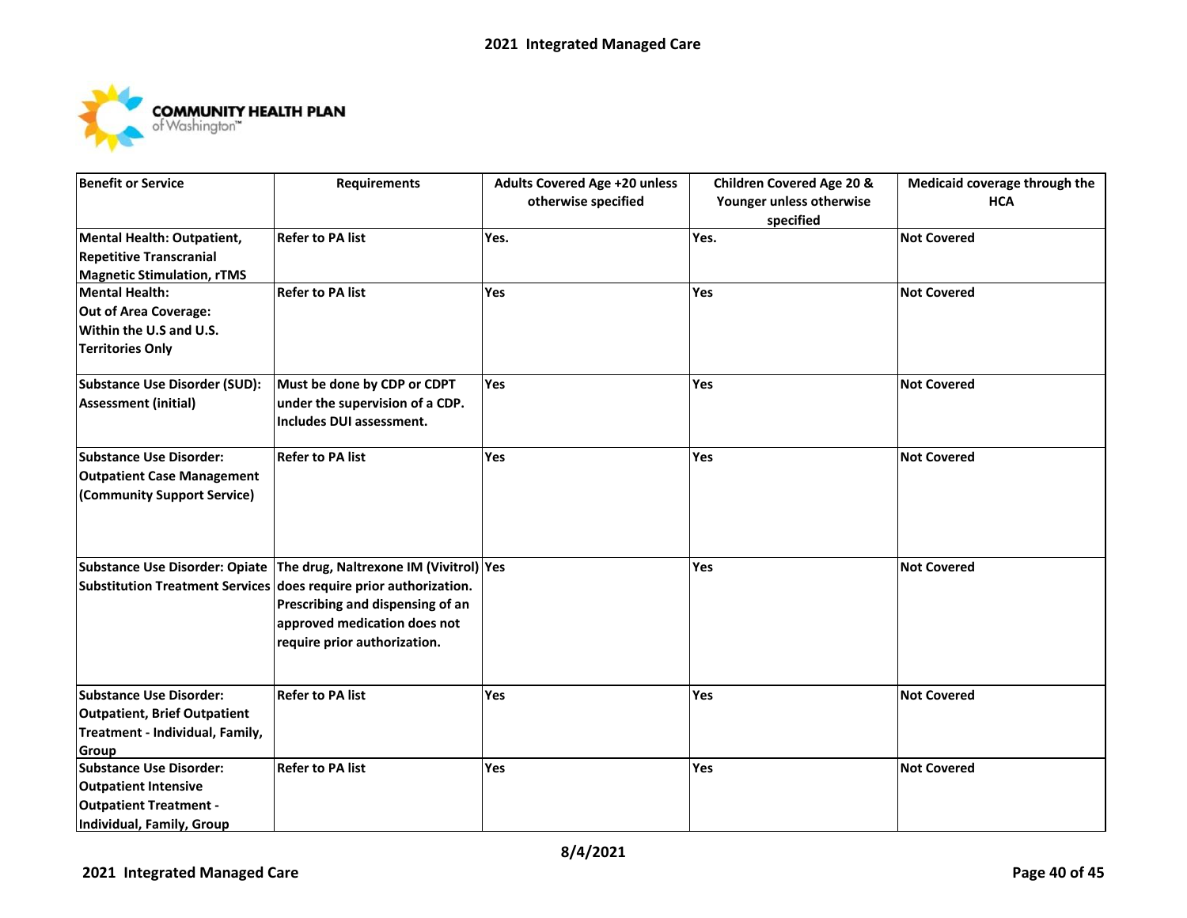| Benefit or Service | Requirements | Adults Covered Age +20 unless otherwise specified | Children Covered Age 20 & Younger unless otherwise specified | Medicaid coverage through the HCA |
|---|---|---|---|---|
| Mental Health: Outpatient, Repetitive Transcranial Magnetic Stimulation, rTMS | Refer to PA list | Yes. | Yes. | Not Covered |
| Mental Health: Out of Area Coverage: Within the U.S and U.S. Territories Only | Refer to PA list | Yes | Yes | Not Covered |
| Substance Use Disorder (SUD): Assessment (initial) | Must be done by CDP or CDPT under the supervision of a CDP. Includes DUI assessment. | Yes | Yes | Not Covered |
| Substance Use Disorder: Outpatient Case Management (Community Support Service) | Refer to PA list | Yes | Yes | Not Covered |
| Substance Use Disorder: Opiate Substitution Treatment Services | The drug, Naltrexone IM (Vivitrol) does require prior authorization. Prescribing and dispensing of an approved medication does not require prior authorization. | Yes | Yes | Not Covered |
| Substance Use Disorder: Outpatient, Brief Outpatient Treatment - Individual, Family, Group | Refer to PA list | Yes | Yes | Not Covered |
| Substance Use Disorder: Outpatient Intensive Outpatient Treatment - Individual, Family, Group | Refer to PA list | Yes | Yes | Not Covered |

8/4/2021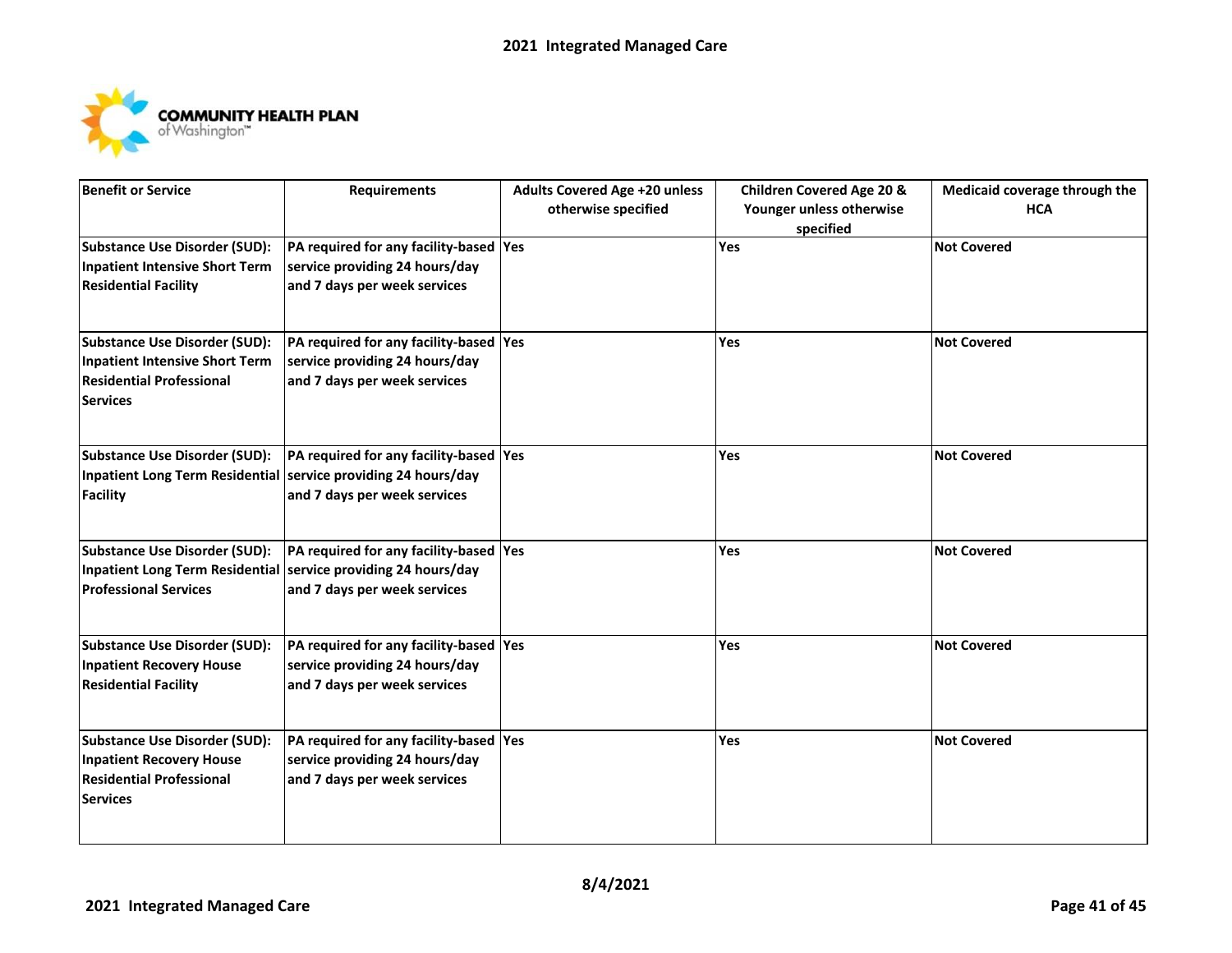| Benefit or Service | Requirements | Adults Covered Age +20 unless otherwise specified | Children Covered Age 20 & Younger unless otherwise specified | Medicaid coverage through the HCA |
|---|---|---|---|---|
| **Substance Use Disorder (SUD): Inpatient Intensive Short Term Residential Facility** | **PA required for any facility-based service providing 24 hours/day and 7 days per week services** | **Yes** | **Yes** | **Not Covered** |
| **Substance Use Disorder (SUD): Inpatient Intensive Short Term Residential Professional Services** | **PA required for any facility-based service providing 24 hours/day and 7 days per week services** | **Yes** | **Yes** | **Not Covered** |
| **Substance Use Disorder (SUD): Inpatient Long Term Residential Facility** | **PA required for any facility-based service providing 24 hours/day and 7 days per week services** | **Yes** | **Yes** | **Not Covered** |
| **Substance Use Disorder (SUD): Inpatient Long Term Residential Professional Services** | **PA required for any facility-based service providing 24 hours/day and 7 days per week services** | **Yes** | **Yes** | **Not Covered** |
| **Substance Use Disorder (SUD): Inpatient Recovery House Residential Facility** | **PA required for any facility-based service providing 24 hours/day and 7 days per week services** | **Yes** | **Yes** | **Not Covered** |
| **Substance Use Disorder (SUD): Inpatient Recovery House Residential Professional Services** | **PA required for any facility-based service providing 24 hours/day and 7 days per week services** | **Yes** | **Yes** | **Not Covered** |

**8/4/2021**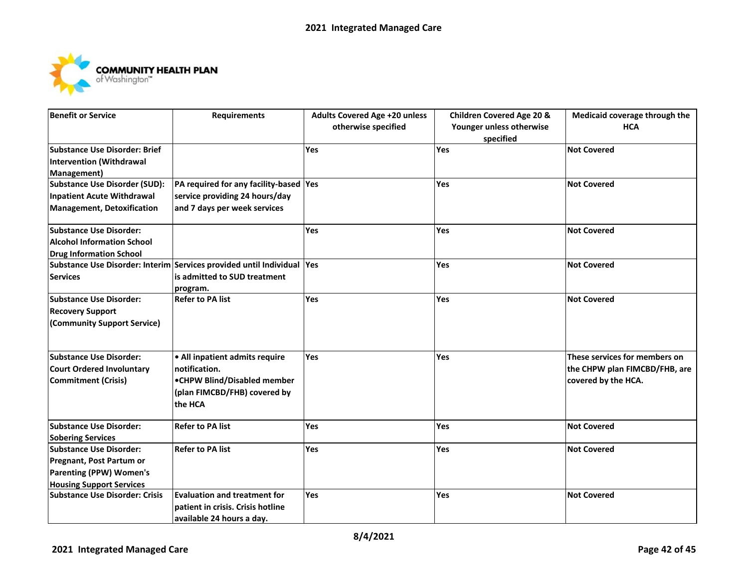| Benefit or Service | Requirements | Adults Covered Age +20 unless otherwise specified | Children Covered Age 20 & Younger unless otherwise specified | Medicaid coverage through the HCA |
|---|---|---|---|---|
| Substance Use Disorder: Brief Intervention (Withdrawal Management) | | Yes | Yes | Not Covered |
| Substance Use Disorder (SUD): Inpatient Acute Withdrawal Management, Detoxification | PA required for any facility-based service providing 24 hours/day and 7 days per week services | Yes | Yes | Not Covered |
| Substance Use Disorder: Alcohol Information School Drug Information School | | Yes | Yes | Not Covered |
| Substance Use Disorder: Interim Services | Services provided until Individual is admitted to SUD treatment program. | Yes | Yes | Not Covered |
| Substance Use Disorder: Recovery Support (Community Support Service) | Refer to PA list | Yes | Yes | Not Covered |
| Substance Use Disorder: Court Ordered Involuntary Commitment (Crisis) | • All inpatient admits require notification.<br>• CHPW Blind/Disabled member (plan FIMCBD/FHB) covered by the HCA | Yes | Yes | These services for members on the CHPW plan FIMCBD/FHB, are covered by the HCA. |
| Substance Use Disorder: Sobering Services | Refer to PA list | Yes | Yes | Not Covered |
| Substance Use Disorder: Pregnant, Post Partum or Parenting (PPW) Women's Housing Support Services | Refer to PA list | Yes | Yes | Not Covered |
| Substance Use Disorder: Crisis | Evaluation and treatment for patient in crisis. Crisis hotline available 24 hours a day. | Yes | Yes | Not Covered |

8/4/2021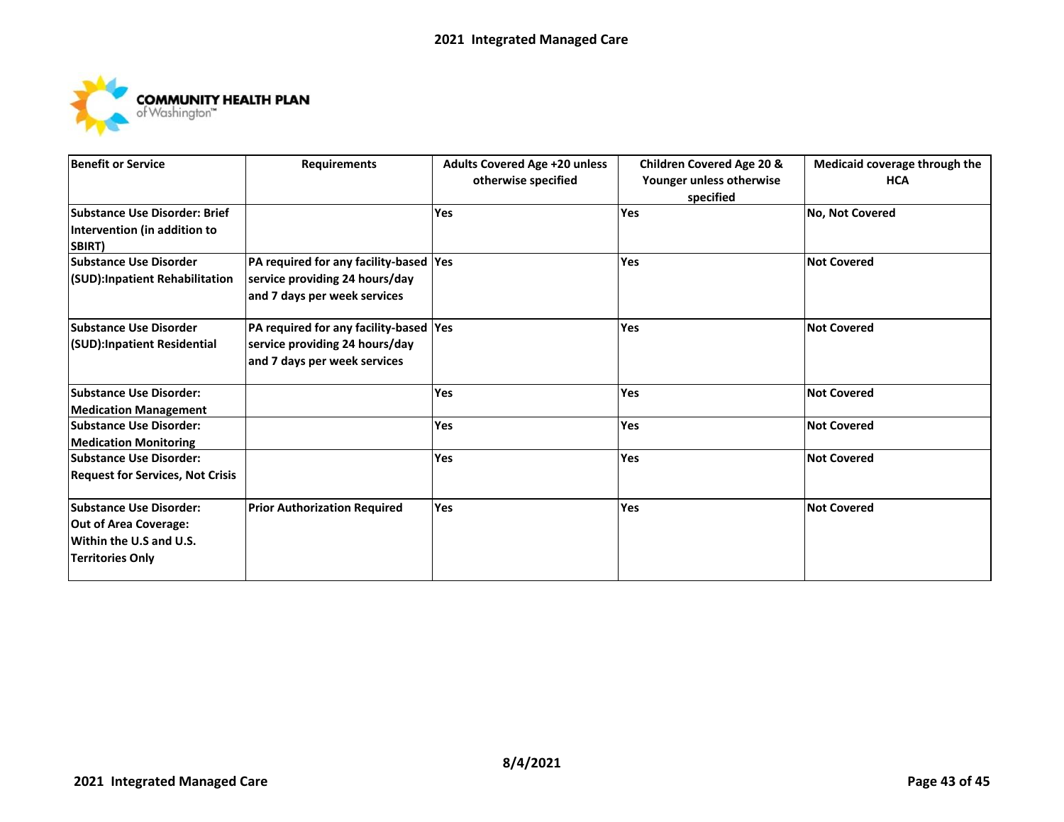| Benefit or Service | Requirements | Adults Covered Age +20 unless otherwise specified | Children Covered Age 20 & Younger unless otherwise specified | Medicaid coverage through the HCA |
|---|---|---|---|---|
| Substance Use Disorder: Brief Intervention (in addition to SBIRT) | | Yes | Yes | No, Not Covered |
| Substance Use Disorder (SUD):Inpatient Rehabilitation | PA required for any facility-based service providing 24 hours/day and 7 days per week services | Yes | Yes | Not Covered |
| Substance Use Disorder (SUD):Inpatient Residential | PA required for any facility-based service providing 24 hours/day and 7 days per week services | Yes | Yes | Not Covered |
| Substance Use Disorder: Medication Management | | Yes | Yes | Not Covered |
| Substance Use Disorder: Medication Monitoring | | Yes | Yes | Not Covered |
| Substance Use Disorder: Request for Services, Not Crisis | | Yes | Yes | Not Covered |
| Substance Use Disorder: Out of Area Coverage: Within the U.S and U.S. Territories Only | Prior Authorization Required | Yes | Yes | Not Covered |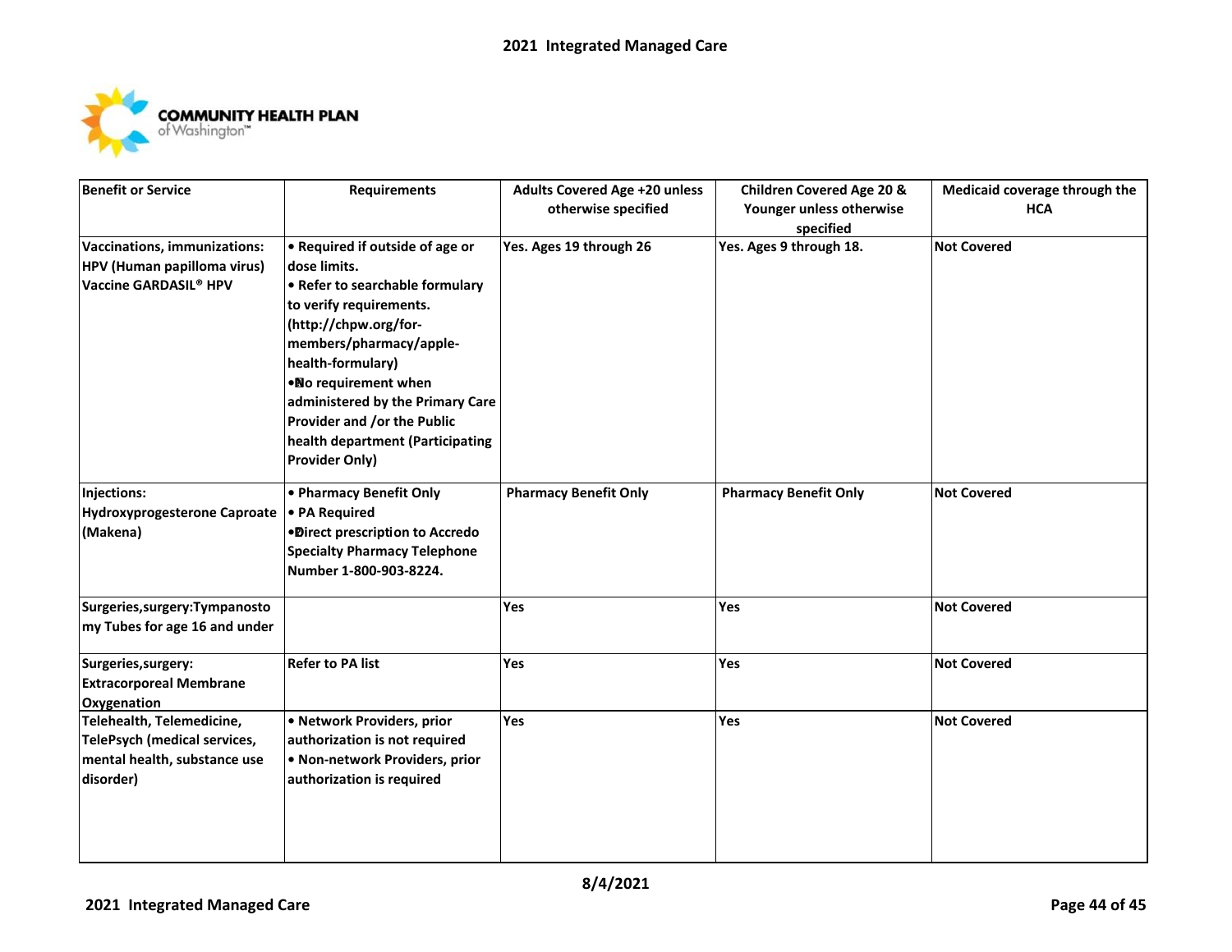| Benefit or Service | Requirements | Adults Covered Age +20 unless otherwise specified | Children Covered Age 20 & Younger unless otherwise specified | Medicaid coverage through the HCA |
|---|---|---|---|---|
| Vaccinations, immunizations: HPV (Human papilloma virus) Vaccine GARDASIL® HPV | • Required if outside of age or dose limits.<br>• Refer to searchable formulary to verify requirements. (http://chpw.org/for-members/pharmacy/apple-health-formulary)<br>• No requirement when administered by the Primary Care Provider and /or the Public health department (Participating Provider Only) | Yes. Ages 19 through 26 | Yes. Ages 9 through 18. | Not Covered |
| Injections: Hydroxyprogesterone Caproate (Makena) | • Pharmacy Benefit Only<br>• PA Required<br>• Direct prescription to Accredo Specialty Pharmacy Telephone Number 1-800-903-8224. | Pharmacy Benefit Only | Pharmacy Benefit Only | Not Covered |
| Surgeries,surgery:Tympanostomy Tubes for age 16 and under | | Yes | Yes | Not Covered |
| Surgeries,surgery: Extracorporeal Membrane Oxygenation | Refer to PA list | Yes | Yes | Not Covered |
| Telehealth, Telemedicine, TelePsych (medical services, mental health, substance use disorder) | • Network Providers, prior authorization is not required<br>• Non-network Providers, prior authorization is required | Yes | Yes | Not Covered |

8/4/2021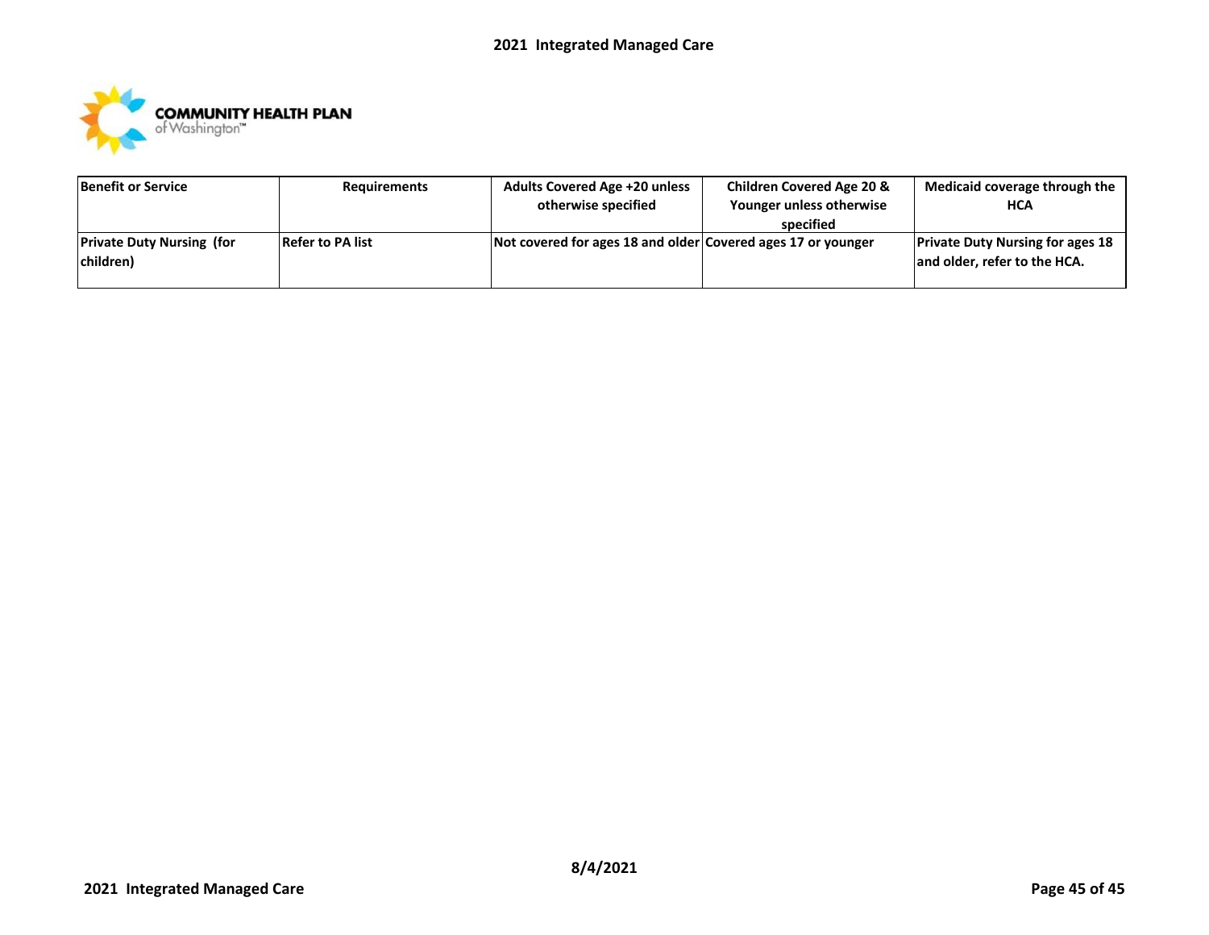| Benefit or Service | Requirements | Adults Covered Age +20 unless otherwise specified | Children Covered Age 20 & Younger unless otherwise specified | Medicaid coverage through the HCA |
|---|---|---|---|---|
| Private Duty Nursing (for children) | Refer to PA list | Not covered for ages 18 and older | Covered ages 17 or younger | Private Duty Nursing for ages 18 and older, refer to the HCA. |

8/4/2021